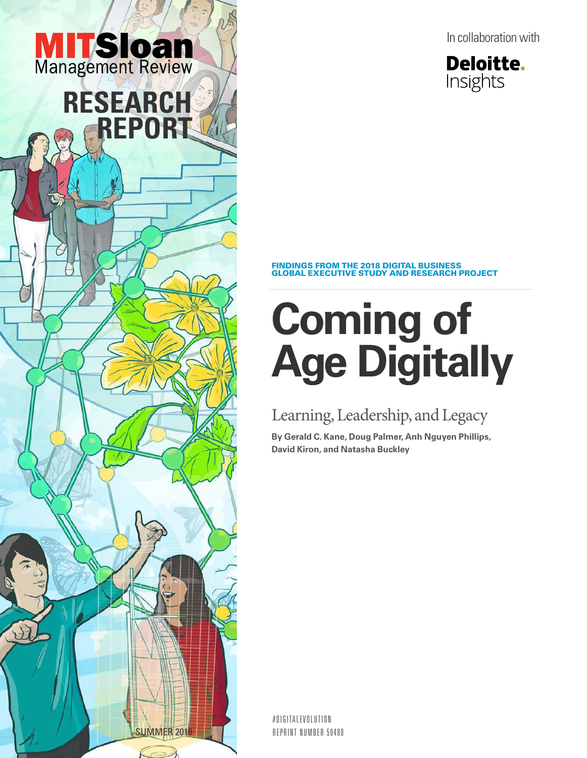MITSloan Management Review

RESEARCH REPORT

SUMMER 2018

In collaboration with

Deloitte. Insights

FINDINGS FROM THE 2018 DIGITAL BUSINESS GLOBAL EXECUTIVE STUDY AND RESEARCH PROJECT

# Coming of Age Digitally

## Learning, Leadership, and Legacy

**By Gerald C. Kane, Doug Palmer, Anh Nguyen Phillips, David Kiron, and Natasha Buckley**

#DIGITALEVOLUTION

REPRINT NUMBER 59480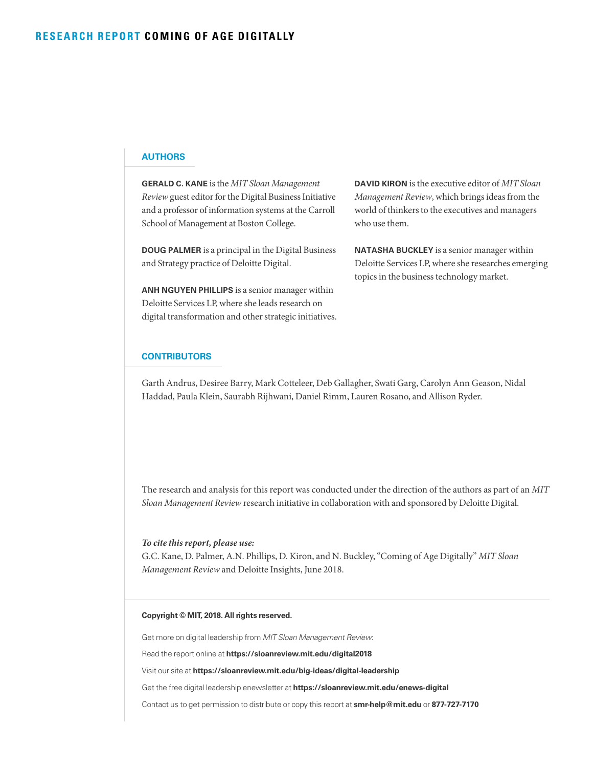## AUTHORS

**GERALD C. KANE** is the *MIT Sloan Management Review* guest editor for the Digital Business Initiative and a professor of information systems at the Carroll School of Management at Boston College.

**DOUG PALMER** is a principal in the Digital Business and Strategy practice of Deloitte Digital.

**ANH NGUYEN PHILLIPS** is a senior manager within Deloitte Services LP, where she leads research on digital transformation and other strategic initiatives.

**DAVID KIRON** is the executive editor of *MIT Sloan Management Review*, which brings ideas from the world of thinkers to the executives and managers who use them.

**NATASHA BUCKLEY** is a senior manager within Deloitte Services LP, where she researches emerging topics in the business technology market.

## CONTRIBUTORS

Garth Andrus, Desiree Barry, Mark Cotteleer, Deb Gallagher, Swati Garg, Carolyn Ann Geason, Nidal Haddad, Paula Klein, Saurabh Rijhwani, Daniel Rimm, Lauren Rosano, and Allison Ryder.

The research and analysis for this report was conducted under the direction of the authors as part of an *MIT Sloan Management Review* research initiative in collaboration with and sponsored by Deloitte Digital.

***To cite this report, please use:***
G.C. Kane, D. Palmer, A.N. Phillips, D. Kiron, and N. Buckley, "Coming of Age Digitally" *MIT Sloan Management Review* and Deloitte Insights, June 2018.

**Copyright © MIT, 2018. All rights reserved.**

Get more on digital leadership from *MIT Sloan Management Review*:

Read the report online at **https://sloanreview.mit.edu/digital2018**

Visit our site at **https://sloanreview.mit.edu/big-ideas/digital-leadership**

Get the free digital leadership enewsletter at **https://sloanreview.mit.edu/enews-digital**

Contact us to get permission to distribute or copy this report at **smr-help@mit.edu** or **877-727-7170**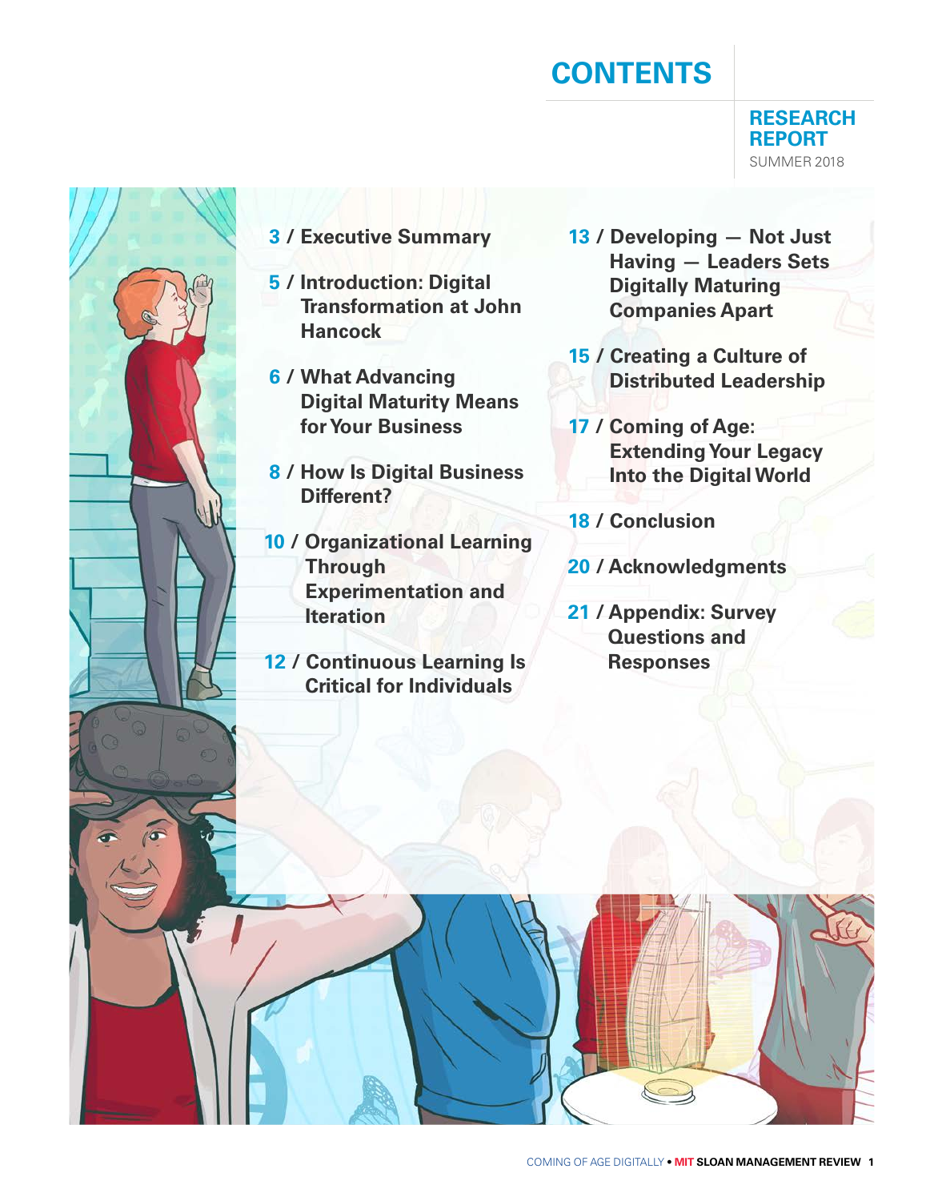# CONTENTS

**RESEARCH REPORT**
SUMMER 2018

- **3 / Executive Summary**
- **5 / Introduction: Digital Transformation at John Hancock**
- **6 / What Advancing Digital Maturity Means for Your Business**
- **8 / How Is Digital Business Different?**
- **10 / Organizational Learning Through Experimentation and Iteration**
- **12 / Continuous Learning Is Critical for Individuals**
- **13 / Developing — Not Just Having — Leaders Sets Digitally Maturing Companies Apart**
- **15 / Creating a Culture of Distributed Leadership**
- **17 / Coming of Age: Extending Your Legacy Into the Digital World**
- **18 / Conclusion**
- **20 / Acknowledgments**
- **21 / Appendix: Survey Questions and Responses**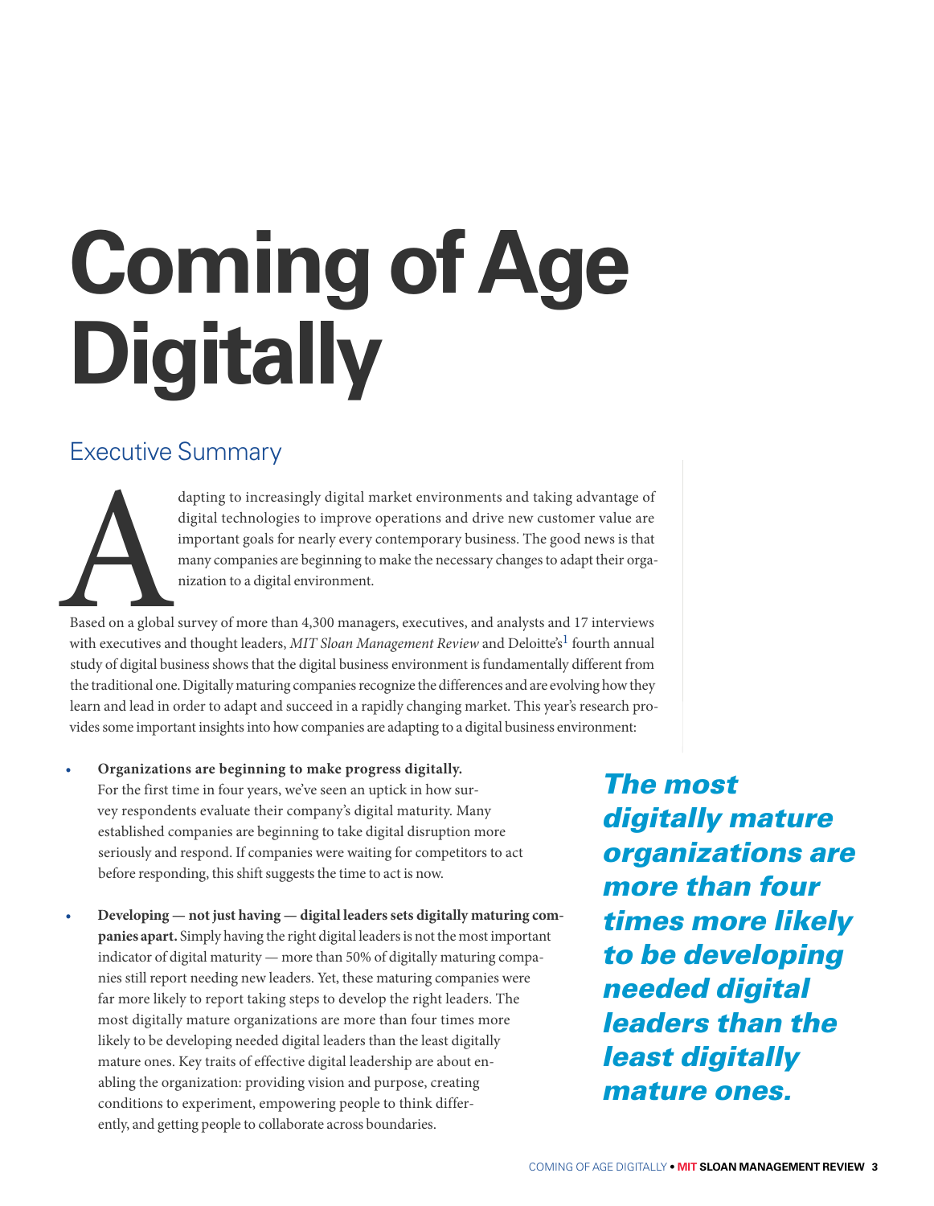# Coming of Age Digitally

## Executive Summary

Adapting to increasingly digital market environments and taking advantage of digital technologies to improve operations and drive new customer value are important goals for nearly every contemporary business. The good news is that many companies are beginning to make the necessary changes to adapt their organization to a digital environment.

Based on a global survey of more than 4,300 managers, executives, and analysts and 17 interviews with executives and thought leaders, *MIT Sloan Management Review* and Deloitte's[1] fourth annual study of digital business shows that the digital business environment is fundamentally different from the traditional one. Digitally maturing companies recognize the differences and are evolving how they learn and lead in order to adapt and succeed in a rapidly changing market. This year's research provides some important insights into how companies are adapting to a digital business environment:

- **Organizations are beginning to make progress digitally.** For the first time in four years, we've seen an uptick in how survey respondents evaluate their company's digital maturity. Many established companies are beginning to take digital disruption more seriously and respond. If companies were waiting for competitors to act before responding, this shift suggests the time to act is now.

- **Developing — not just having — digital leaders sets digitally maturing companies apart.** Simply having the right digital leaders is not the most important indicator of digital maturity — more than 50% of digitally maturing companies still report needing new leaders. Yet, these maturing companies were far more likely to report taking steps to develop the right leaders. The most digitally mature organizations are more than four times more likely to be developing needed digital leaders than the least digitally mature ones. Key traits of effective digital leadership are about enabling the organization: providing vision and purpose, creating conditions to experiment, empowering people to think differently, and getting people to collaborate across boundaries.

***The most digitally mature organizations are more than four times more likely to be developing needed digital leaders than the least digitally mature ones.***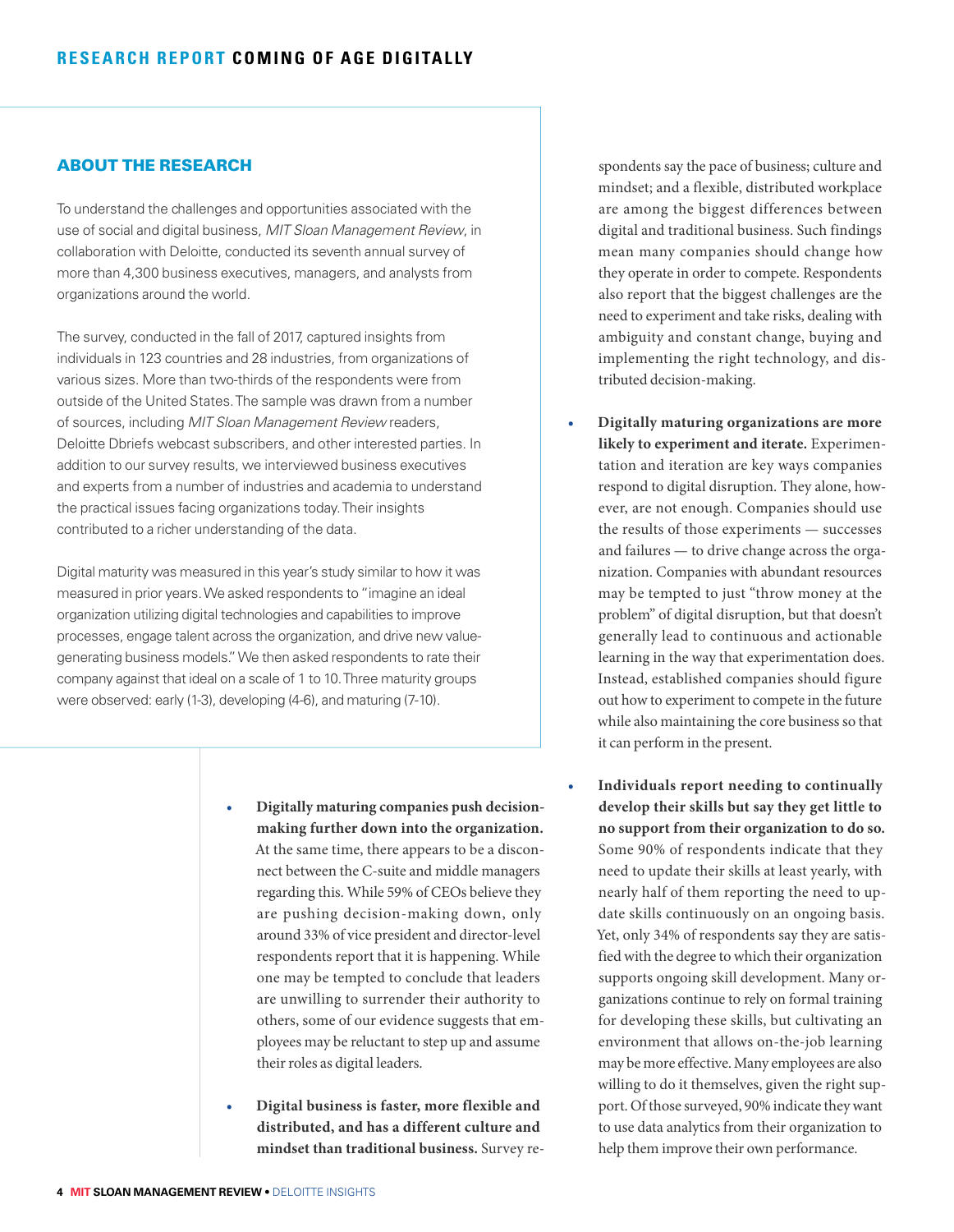## ABOUT THE RESEARCH

To understand the challenges and opportunities associated with the use of social and digital business, *MIT Sloan Management Review*, in collaboration with Deloitte, conducted its seventh annual survey of more than 4,300 business executives, managers, and analysts from organizations around the world.

The survey, conducted in the fall of 2017, captured insights from individuals in 123 countries and 28 industries, from organizations of various sizes. More than two-thirds of the respondents were from outside of the United States. The sample was drawn from a number of sources, including *MIT Sloan Management Review* readers, Deloitte Dbriefs webcast subscribers, and other interested parties. In addition to our survey results, we interviewed business executives and experts from a number of industries and academia to understand the practical issues facing organizations today. Their insights contributed to a richer understanding of the data.

Digital maturity was measured in this year's study similar to how it was measured in prior years. We asked respondents to "imagine an ideal organization utilizing digital technologies and capabilities to improve processes, engage talent across the organization, and drive new value-generating business models." We then asked respondents to rate their company against that ideal on a scale of 1 to 10. Three maturity groups were observed: early (1-3), developing (4-6), and maturing (7-10).

- **Digitally maturing companies push decision-making further down into the organization.** At the same time, there appears to be a disconnect between the C-suite and middle managers regarding this. While 59% of CEOs believe they are pushing decision-making down, only around 33% of vice president and director-level respondents report that it is happening. While one may be tempted to conclude that leaders are unwilling to surrender their authority to others, some of our evidence suggests that employees may be reluctant to step up and assume their roles as digital leaders.

- **Digital business is faster, more flexible and distributed, and has a different culture and mindset than traditional business.** Survey respondents say the pace of business; culture and mindset; and a flexible, distributed workplace are among the biggest differences between digital and traditional business. Such findings mean many companies should change how they operate in order to compete. Respondents also report that the biggest challenges are the need to experiment and take risks, dealing with ambiguity and constant change, buying and implementing the right technology, and distributed decision-making.

- **Digitally maturing organizations are more likely to experiment and iterate.** Experimentation and iteration are key ways companies respond to digital disruption. They alone, however, are not enough. Companies should use the results of those experiments — successes and failures — to drive change across the organization. Companies with abundant resources may be tempted to just "throw money at the problem" of digital disruption, but that doesn't generally lead to continuous and actionable learning in the way that experimentation does. Instead, established companies should figure out how to experiment to compete in the future while also maintaining the core business so that it can perform in the present.

- **Individuals report needing to continually develop their skills but say they get little to no support from their organization to do so.** Some 90% of respondents indicate that they need to update their skills at least yearly, with nearly half of them reporting the need to update skills continuously on an ongoing basis. Yet, only 34% of respondents say they are satisfied with the degree to which their organization supports ongoing skill development. Many organizations continue to rely on formal training for developing these skills, but cultivating an environment that allows on-the-job learning may be more effective. Many employees are also willing to do it themselves, given the right support. Of those surveyed, 90% indicate they want to use data analytics from their organization to help them improve their own performance.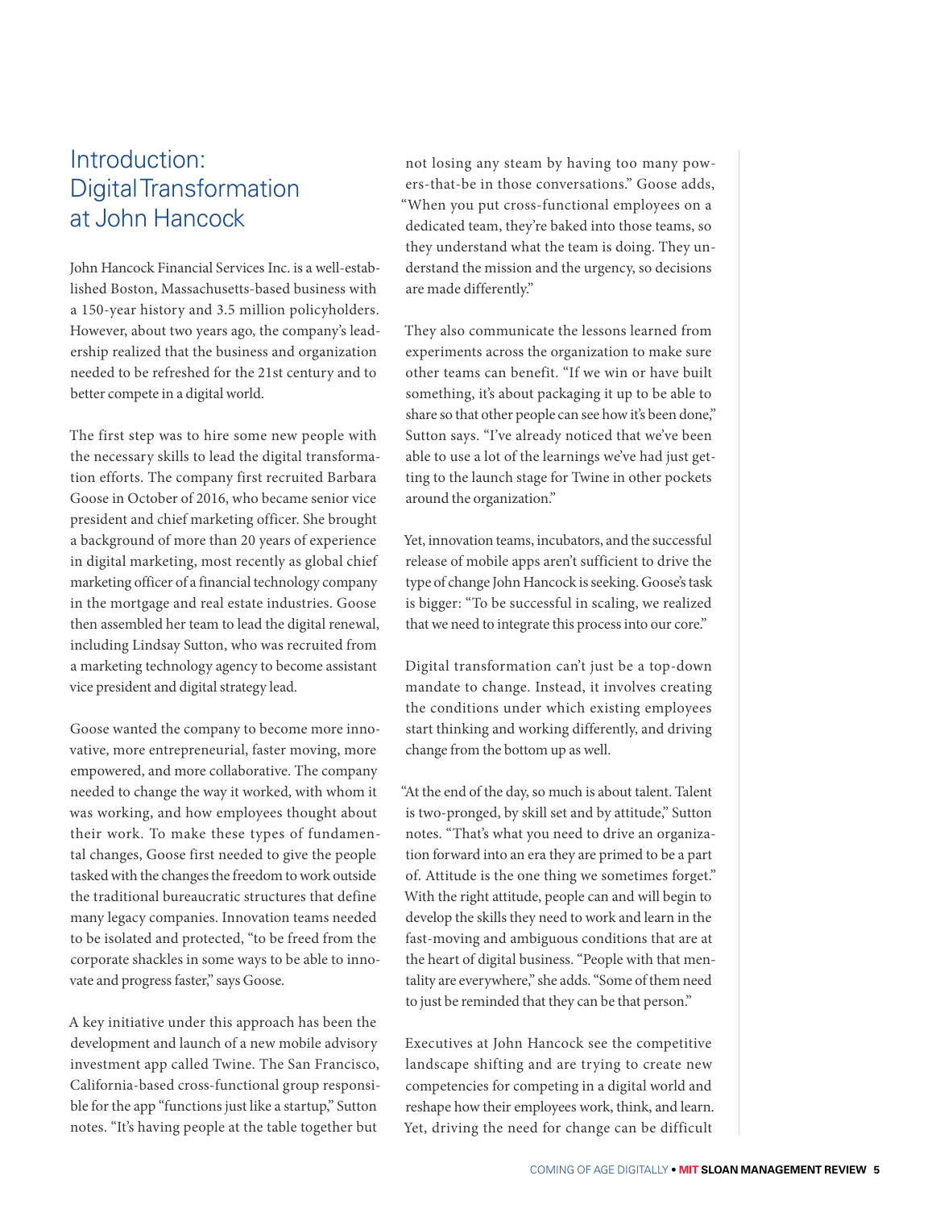# Introduction: Digital Transformation at John Hancock

John Hancock Financial Services Inc. is a well-established Boston, Massachusetts-based business with a 150-year history and 3.5 million policyholders. However, about two years ago, the company's leadership realized that the business and organization needed to be refreshed for the 21st century and to better compete in a digital world.

The first step was to hire some new people with the necessary skills to lead the digital transformation efforts. The company first recruited Barbara Goose in October of 2016, who became senior vice president and chief marketing officer. She brought a background of more than 20 years of experience in digital marketing, most recently as global chief marketing officer of a financial technology company in the mortgage and real estate industries. Goose then assembled her team to lead the digital renewal, including Lindsay Sutton, who was recruited from a marketing technology agency to become assistant vice president and digital strategy lead.

Goose wanted the company to become more innovative, more entrepreneurial, faster moving, more empowered, and more collaborative. The company needed to change the way it worked, with whom it was working, and how employees thought about their work. To make these types of fundamental changes, Goose first needed to give the people tasked with the changes the freedom to work outside the traditional bureaucratic structures that define many legacy companies. Innovation teams needed to be isolated and protected, "to be freed from the corporate shackles in some ways to be able to innovate and progress faster," says Goose.

A key initiative under this approach has been the development and launch of a new mobile advisory investment app called Twine. The San Francisco, California-based cross-functional group responsible for the app "functions just like a startup," Sutton notes. "It's having people at the table together but not losing any steam by having too many powers-that-be in those conversations." Goose adds, "When you put cross-functional employees on a dedicated team, they're baked into those teams, so they understand what the team is doing. They understand the mission and the urgency, so decisions are made differently."

They also communicate the lessons learned from experiments across the organization to make sure other teams can benefit. "If we win or have built something, it's about packaging it up to be able to share so that other people can see how it's been done," Sutton says. "I've already noticed that we've been able to use a lot of the learnings we've had just getting to the launch stage for Twine in other pockets around the organization."

Yet, innovation teams, incubators, and the successful release of mobile apps aren't sufficient to drive the type of change John Hancock is seeking. Goose's task is bigger: "To be successful in scaling, we realized that we need to integrate this process into our core."

Digital transformation can't just be a top-down mandate to change. Instead, it involves creating the conditions under which existing employees start thinking and working differently, and driving change from the bottom up as well.

"At the end of the day, so much is about talent. Talent is two-pronged, by skill set and by attitude," Sutton notes. "That's what you need to drive an organization forward into an era they are primed to be a part of. Attitude is the one thing we sometimes forget." With the right attitude, people can and will begin to develop the skills they need to work and learn in the fast-moving and ambiguous conditions that are at the heart of digital business. "People with that mentality are everywhere," she adds. "Some of them need to just be reminded that they can be that person."

Executives at John Hancock see the competitive landscape shifting and are trying to create new competencies for competing in a digital world and reshape how their employees work, think, and learn. Yet, driving the need for change can be difficult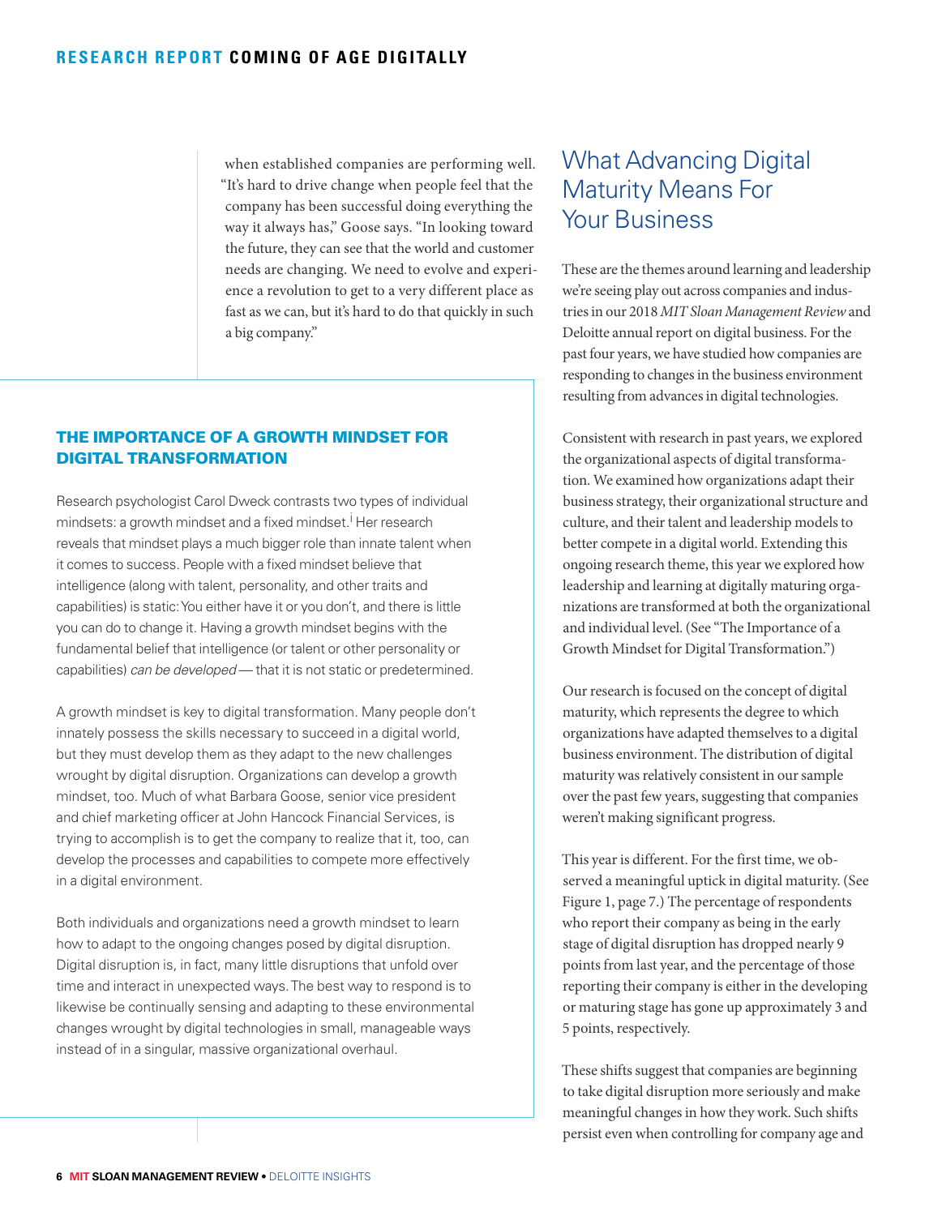when established companies are performing well. "It's hard to drive change when people feel that the company has been successful doing everything the way it always has," Goose says. "In looking toward the future, they can see that the world and customer needs are changing. We need to evolve and experience a revolution to get to a very different place as fast as we can, but it's hard to do that quickly in such a big company."

### THE IMPORTANCE OF A GROWTH MINDSET FOR DIGITAL TRANSFORMATION

Research psychologist Carol Dweck contrasts two types of individual mindsets: a growth mindset and a fixed mindset.[i] Her research reveals that mindset plays a much bigger role than innate talent when it comes to success. People with a fixed mindset believe that intelligence (along with talent, personality, and other traits and capabilities) is static: You either have it or you don't, and there is little you can do to change it. Having a growth mindset begins with the fundamental belief that intelligence (or talent or other personality or capabilities) *can be developed* — that it is not static or predetermined.

A growth mindset is key to digital transformation. Many people don't innately possess the skills necessary to succeed in a digital world, but they must develop them as they adapt to the new challenges wrought by digital disruption. Organizations can develop a growth mindset, too. Much of what Barbara Goose, senior vice president and chief marketing officer at John Hancock Financial Services, is trying to accomplish is to get the company to realize that it, too, can develop the processes and capabilities to compete more effectively in a digital environment.

Both individuals and organizations need a growth mindset to learn how to adapt to the ongoing changes posed by digital disruption. Digital disruption is, in fact, many little disruptions that unfold over time and interact in unexpected ways. The best way to respond is to likewise be continually sensing and adapting to these environmental changes wrought by digital technologies in small, manageable ways instead of in a singular, massive organizational overhaul.

## What Advancing Digital Maturity Means For Your Business

These are the themes around learning and leadership we're seeing play out across companies and industries in our 2018 *MIT Sloan Management Review* and Deloitte annual report on digital business. For the past four years, we have studied how companies are responding to changes in the business environment resulting from advances in digital technologies.

Consistent with research in past years, we explored the organizational aspects of digital transformation. We examined how organizations adapt their business strategy, their organizational structure and culture, and their talent and leadership models to better compete in a digital world. Extending this ongoing research theme, this year we explored how leadership and learning at digitally maturing organizations are transformed at both the organizational and individual level. (See "The Importance of a Growth Mindset for Digital Transformation.")

Our research is focused on the concept of digital maturity, which represents the degree to which organizations have adapted themselves to a digital business environment. The distribution of digital maturity was relatively consistent in our sample over the past few years, suggesting that companies weren't making significant progress.

This year is different. For the first time, we observed a meaningful uptick in digital maturity. (See Figure 1, page 7.) The percentage of respondents who report their company as being in the early stage of digital disruption has dropped nearly 9 points from last year, and the percentage of those reporting their company is either in the developing or maturing stage has gone up approximately 3 and 5 points, respectively.

These shifts suggest that companies are beginning to take digital disruption more seriously and make meaningful changes in how they work. Such shifts persist even when controlling for company age and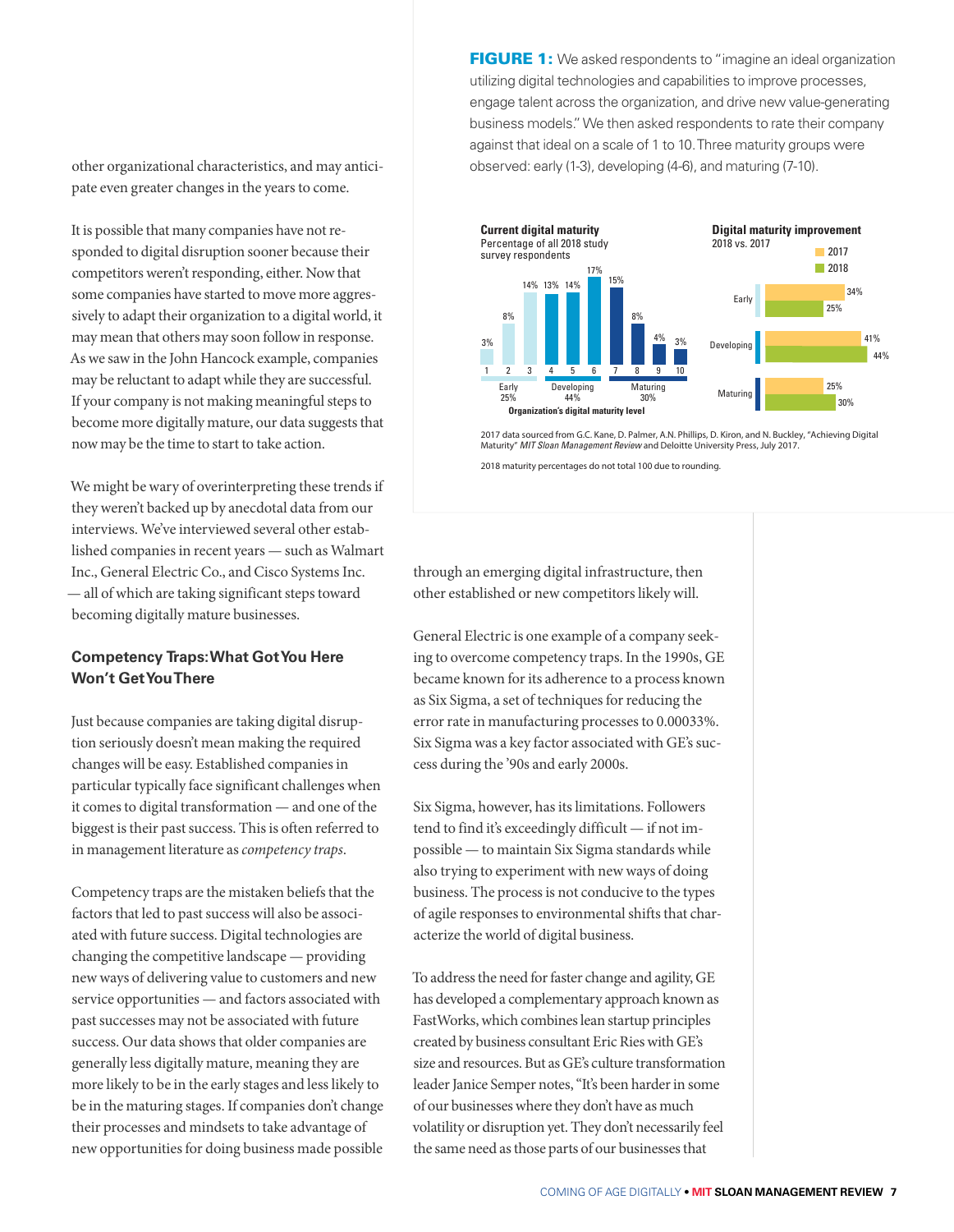other organizational characteristics, and may anticipate even greater changes in the years to come.

It is possible that many companies have not responded to digital disruption sooner because their competitors weren't responding, either. Now that some companies have started to move more aggressively to adapt their organization to a digital world, it may mean that others may soon follow in response. As we saw in the John Hancock example, companies may be reluctant to adapt while they are successful. If your company is not making meaningful steps to become more digitally mature, our data suggests that now may be the time to start to take action.

We might be wary of overinterpreting these trends if they weren't backed up by anecdotal data from our interviews. We've interviewed several other established companies in recent years — such as Walmart Inc., General Electric Co., and Cisco Systems Inc. — all of which are taking significant steps toward becoming digitally mature businesses.

**FIGURE 1:** We asked respondents to "imagine an ideal organization utilizing digital technologies and capabilities to improve processes, engage talent across the organization, and drive new value-generating business models." We then asked respondents to rate their company against that ideal on a scale of 1 to 10. Three maturity groups were observed: early (1-3), developing (4-6), and maturing (7-10).

**Current digital maturity**
Percentage of all 2018 study survey respondents

| Organization's digital maturity level | 1 | 2 | 3 | 4 | 5 | 6 | 7 | 8 | 9 | 10 |
|---|---|---|---|---|---|---|---|---|---|---|
| Percentage | 3% | 8% | 14% | 13% | 14% | 17% | 15% | 8% | 4% | 3% |

Early 25% · Developing 44% · Maturing 30%

**Digital maturity improvement**
2018 vs. 2017

| | 2017 | 2018 |
|---|---|---|
| Early | 34% | 25% |
| Developing | 41% | 44% |
| Maturing | 25% | 30% |

2017 data sourced from G.C. Kane, D. Palmer, A.N. Phillips, D. Kiron, and N. Buckley, "Achieving Digital Maturity" *MIT Sloan Management Review* and Deloitte University Press, July 2017.

2018 maturity percentages do not total 100 due to rounding.

## Competency Traps: What Got You Here Won't Get You There

Just because companies are taking digital disruption seriously doesn't mean making the required changes will be easy. Established companies in particular typically face significant challenges when it comes to digital transformation — and one of the biggest is their past success. This is often referred to in management literature as *competency traps*.

Competency traps are the mistaken beliefs that the factors that led to past success will also be associated with future success. Digital technologies are changing the competitive landscape — providing new ways of delivering value to customers and new service opportunities — and factors associated with past successes may not be associated with future success. Our data shows that older companies are generally less digitally mature, meaning they are more likely to be in the early stages and less likely to be in the maturing stages. If companies don't change their processes and mindsets to take advantage of new opportunities for doing business made possible through an emerging digital infrastructure, then other established or new competitors likely will.

General Electric is one example of a company seeking to overcome competency traps. In the 1990s, GE became known for its adherence to a process known as Six Sigma, a set of techniques for reducing the error rate in manufacturing processes to 0.00033%. Six Sigma was a key factor associated with GE's success during the '90s and early 2000s.

Six Sigma, however, has its limitations. Followers tend to find it's exceedingly difficult — if not impossible — to maintain Six Sigma standards while also trying to experiment with new ways of doing business. The process is not conducive to the types of agile responses to environmental shifts that characterize the world of digital business.

To address the need for faster change and agility, GE has developed a complementary approach known as FastWorks, which combines lean startup principles created by business consultant Eric Ries with GE's size and resources. But as GE's culture transformation leader Janice Semper notes, "It's been harder in some of our businesses where they don't have as much volatility or disruption yet. They don't necessarily feel the same need as those parts of our businesses that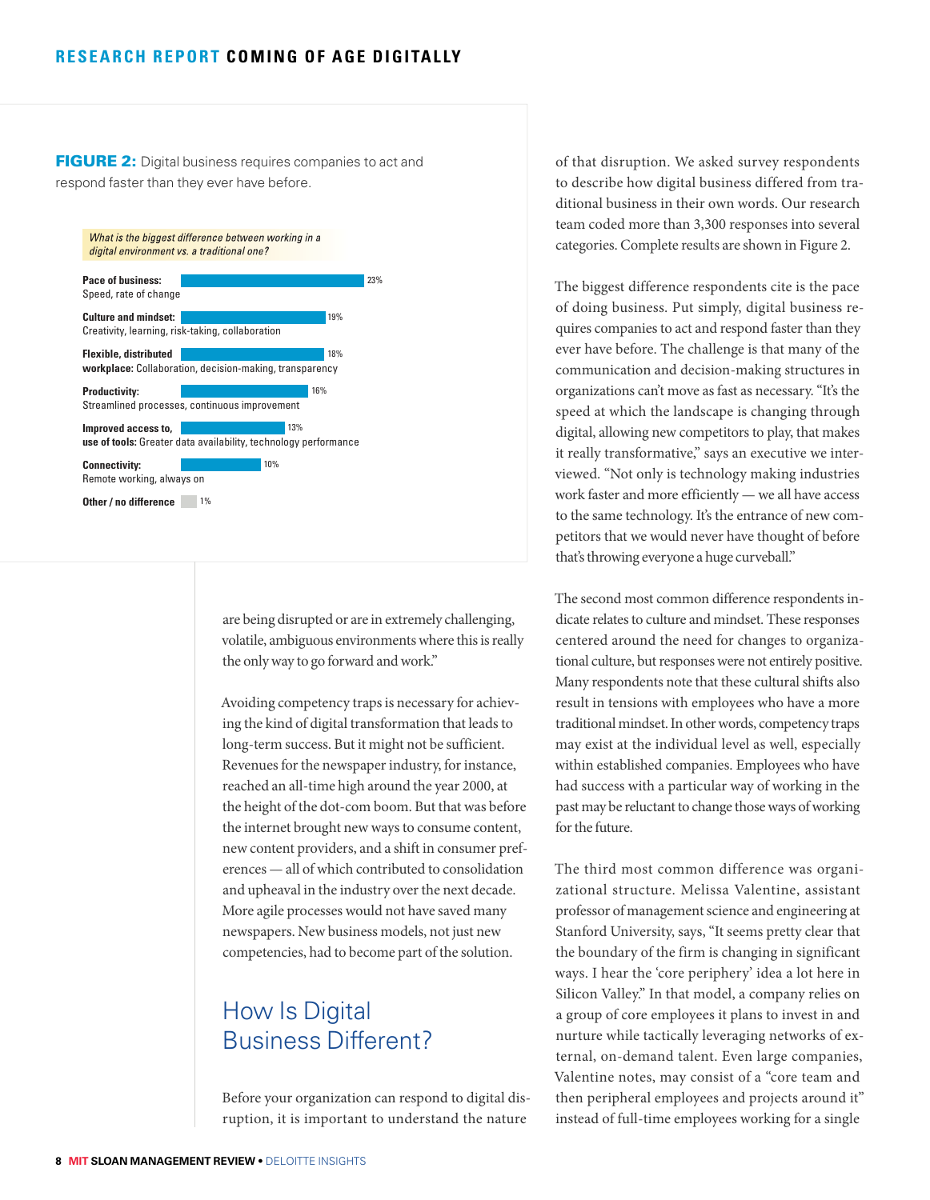**FIGURE 2:** Digital business requires companies to act and respond faster than they ever have before.

*What is the biggest difference between working in a digital environment vs. a traditional one?*

| Category | Percentage |
|---|---|
| **Pace of business:** Speed, rate of change | 23% |
| **Culture and mindset:** Creativity, learning, risk-taking, collaboration | 19% |
| **Flexible, distributed workplace:** Collaboration, decision-making, transparency | 18% |
| **Productivity:** Streamlined processes, continuous improvement | 16% |
| **Improved access to, use of tools:** Greater data availability, technology performance | 13% |
| **Connectivity:** Remote working, always on | 10% |
| **Other / no difference** | 1% |

are being disrupted or are in extremely challenging, volatile, ambiguous environments where this is really the only way to go forward and work."

Avoiding competency traps is necessary for achieving the kind of digital transformation that leads to long-term success. But it might not be sufficient. Revenues for the newspaper industry, for instance, reached an all-time high around the year 2000, at the height of the dot-com boom. But that was before the internet brought new ways to consume content, new content providers, and a shift in consumer preferences — all of which contributed to consolidation and upheaval in the industry over the next decade. More agile processes would not have saved many newspapers. New business models, not just new competencies, had to become part of the solution.

## How Is Digital Business Different?

Before your organization can respond to digital disruption, it is important to understand the nature of that disruption. We asked survey respondents to describe how digital business differed from traditional business in their own words. Our research team coded more than 3,300 responses into several categories. Complete results are shown in Figure 2.

The biggest difference respondents cite is the pace of doing business. Put simply, digital business requires companies to act and respond faster than they ever have before. The challenge is that many of the communication and decision-making structures in organizations can't move as fast as necessary. "It's the speed at which the landscape is changing through digital, allowing new competitors to play, that makes it really transformative," says an executive we interviewed. "Not only is technology making industries work faster and more efficiently — we all have access to the same technology. It's the entrance of new competitors that we would never have thought of before that's throwing everyone a huge curveball."

The second most common difference respondents indicate relates to culture and mindset. These responses centered around the need for changes to organizational culture, but responses were not entirely positive. Many respondents note that these cultural shifts also result in tensions with employees who have a more traditional mindset. In other words, competency traps may exist at the individual level as well, especially within established companies. Employees who have had success with a particular way of working in the past may be reluctant to change those ways of working for the future.

The third most common difference was organizational structure. Melissa Valentine, assistant professor of management science and engineering at Stanford University, says, "It seems pretty clear that the boundary of the firm is changing in significant ways. I hear the 'core periphery' idea a lot here in Silicon Valley." In that model, a company relies on a group of core employees it plans to invest in and nurture while tactically leveraging networks of external, on-demand talent. Even large companies, Valentine notes, may consist of a "core team and then peripheral employees and projects around it" instead of full-time employees working for a single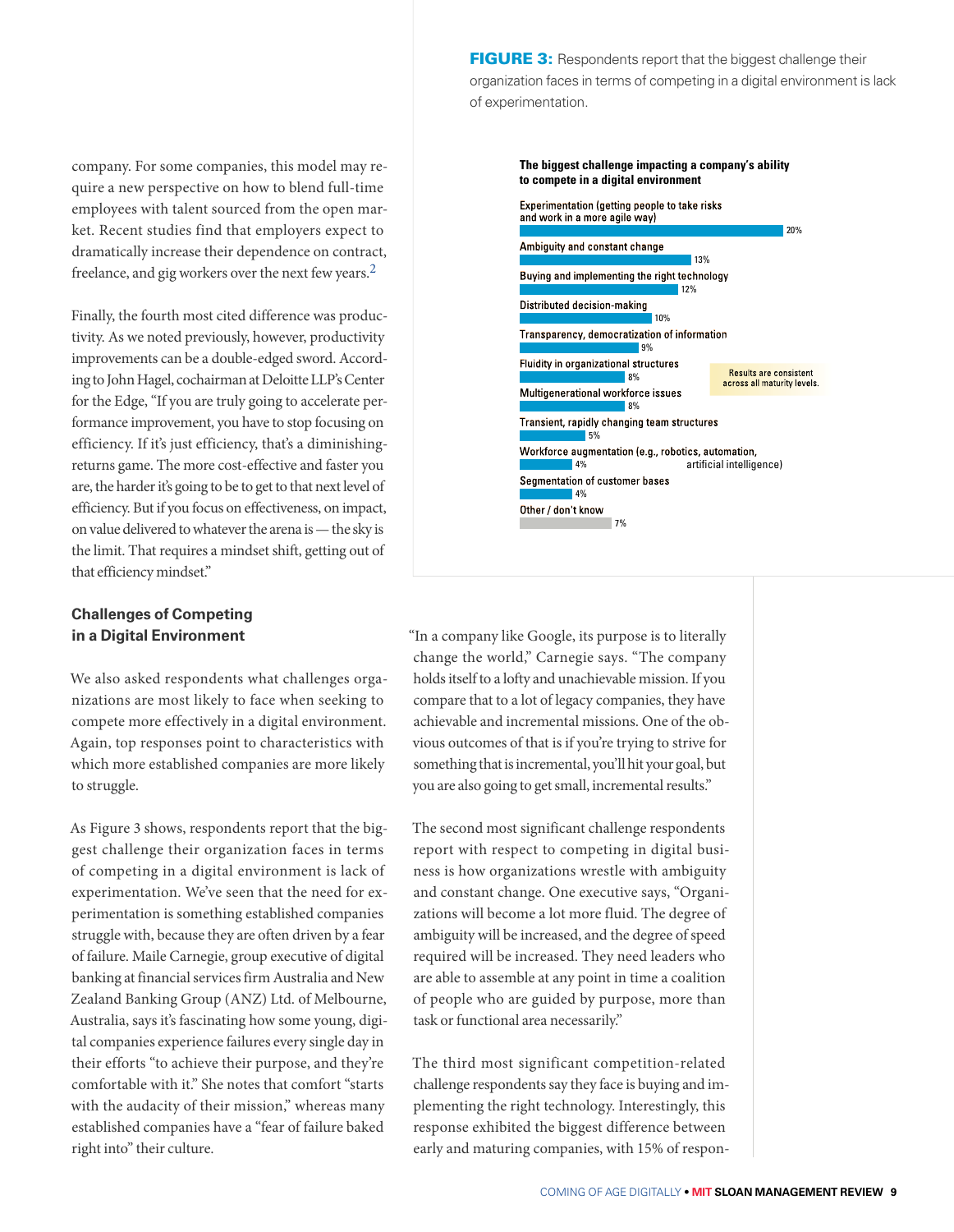company. For some companies, this model may require a new perspective on how to blend full-time employees with talent sourced from the open market. Recent studies find that employers expect to dramatically increase their dependence on contract, freelance, and gig workers over the next few years.[2]

Finally, the fourth most cited difference was productivity. As we noted previously, however, productivity improvements can be a double-edged sword. According to John Hagel, cochairman at Deloitte LLP's Center for the Edge, "If you are truly going to accelerate performance improvement, you have to stop focusing on efficiency. If it's just efficiency, that's a diminishing-returns game. The more cost-effective and faster you are, the harder it's going to be to get to that next level of efficiency. But if you focus on effectiveness, on impact, on value delivered to whatever the arena is — the sky is the limit. That requires a mindset shift, getting out of that efficiency mindset."

**FIGURE 3:** Respondents report that the biggest challenge their organization faces in terms of competing in a digital environment is lack of experimentation.

**The biggest challenge impacting a company's ability to compete in a digital environment**

| Challenge | % |
|---|---|
| Experimentation (getting people to take risks and work in a more agile way) | 20% |
| Ambiguity and constant change | 13% |
| Buying and implementing the right technology | 12% |
| Distributed decision-making | 10% |
| Transparency, democratization of information | 9% |
| Fluidity in organizational structures | 8% |
| Multigenerational workforce issues | 8% |
| Transient, rapidly changing team structures | 5% |
| Workforce augmentation (e.g., robotics, automation, artificial intelligence) | 4% |
| Segmentation of customer bases | 4% |
| Other / don't know | 7% |

Results are consistent across all maturity levels.

## Challenges of Competing in a Digital Environment

We also asked respondents what challenges organizations are most likely to face when seeking to compete more effectively in a digital environment. Again, top responses point to characteristics with which more established companies are more likely to struggle.

As Figure 3 shows, respondents report that the biggest challenge their organization faces in terms of competing in a digital environment is lack of experimentation. We've seen that the need for experimentation is something established companies struggle with, because they are often driven by a fear of failure. Maile Carnegie, group executive of digital banking at financial services firm Australia and New Zealand Banking Group (ANZ) Ltd. of Melbourne, Australia, says it's fascinating how some young, digital companies experience failures every single day in their efforts "to achieve their purpose, and they're comfortable with it." She notes that comfort "starts with the audacity of their mission," whereas many established companies have a "fear of failure baked right into" their culture.

"In a company like Google, its purpose is to literally change the world," Carnegie says. "The company holds itself to a lofty and unachievable mission. If you compare that to a lot of legacy companies, they have achievable and incremental missions. One of the obvious outcomes of that is if you're trying to strive for something that is incremental, you'll hit your goal, but you are also going to get small, incremental results."

The second most significant challenge respondents report with respect to competing in digital business is how organizations wrestle with ambiguity and constant change. One executive says, "Organizations will become a lot more fluid. The degree of ambiguity will be increased, and the degree of speed required will be increased. They need leaders who are able to assemble at any point in time a coalition of people who are guided by purpose, more than task or functional area necessarily."

The third most significant competition-related challenge respondents say they face is buying and implementing the right technology. Interestingly, this response exhibited the biggest difference between early and maturing companies, with 15% of respon-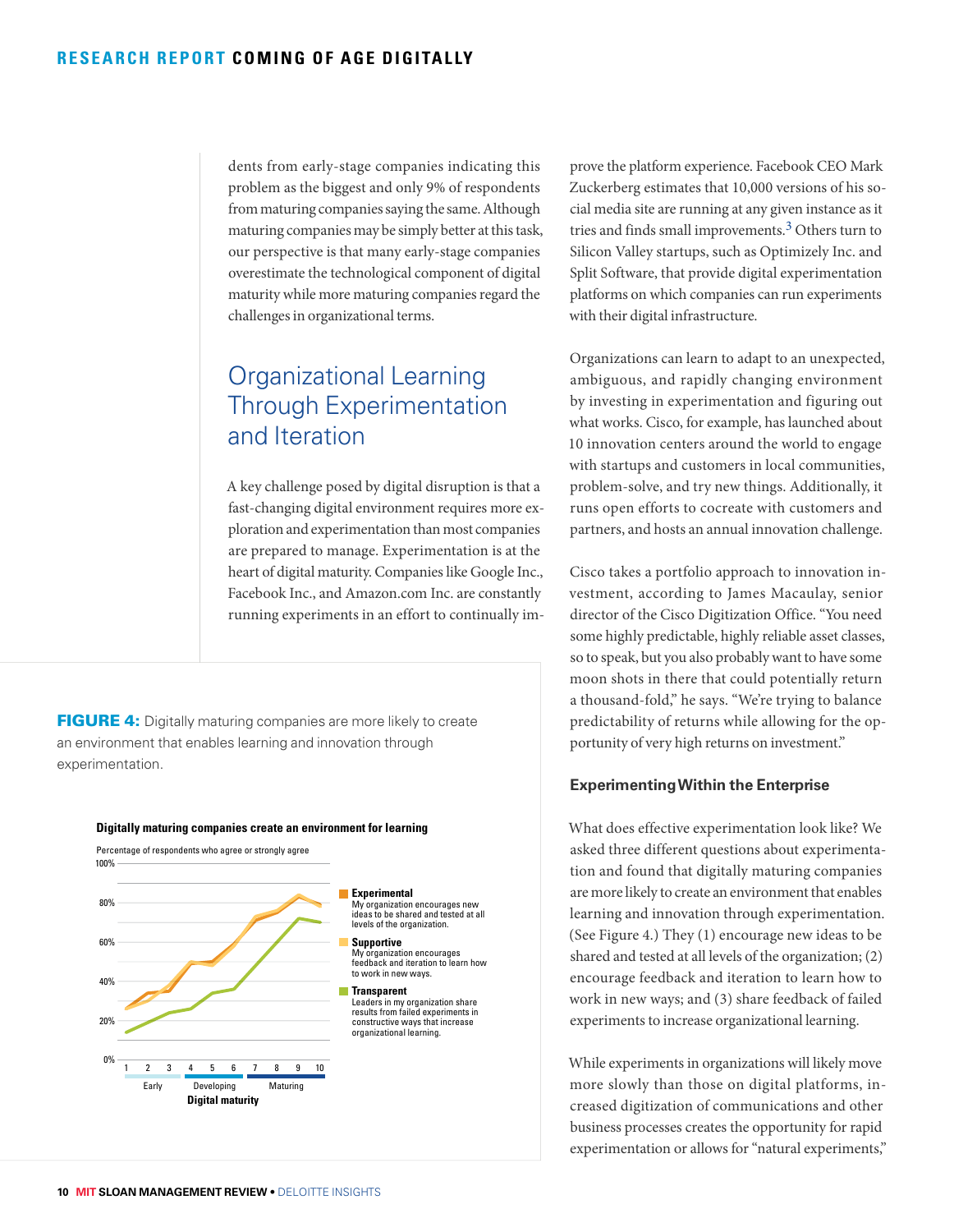dents from early-stage companies indicating this problem as the biggest and only 9% of respondents from maturing companies saying the same. Although maturing companies may be simply better at this task, our perspective is that many early-stage companies overestimate the technological component of digital maturity while more maturing companies regard the challenges in organizational terms.

## Organizational Learning Through Experimentation and Iteration

A key challenge posed by digital disruption is that a fast-changing digital environment requires more exploration and experimentation than most companies are prepared to manage. Experimentation is at the heart of digital maturity. Companies like Google Inc., Facebook Inc., and Amazon.com Inc. are constantly running experiments in an effort to continually improve the platform experience. Facebook CEO Mark Zuckerberg estimates that 10,000 versions of his social media site are running at any given instance as it tries and finds small improvements.[3] Others turn to Silicon Valley startups, such as Optimizely Inc. and Split Software, that provide digital experimentation platforms on which companies can run experiments with their digital infrastructure.

Organizations can learn to adapt to an unexpected, ambiguous, and rapidly changing environment by investing in experimentation and figuring out what works. Cisco, for example, has launched about 10 innovation centers around the world to engage with startups and customers in local communities, problem-solve, and try new things. Additionally, it runs open efforts to cocreate with customers and partners, and hosts an annual innovation challenge.

Cisco takes a portfolio approach to innovation investment, according to James Macaulay, senior director of the Cisco Digitization Office. "You need some highly predictable, highly reliable asset classes, so to speak, but you also probably want to have some moon shots in there that could potentially return a thousand-fold," he says. "We're trying to balance predictability of returns while allowing for the opportunity of very high returns on investment."

### Experimenting Within the Enterprise

What does effective experimentation look like? We asked three different questions about experimentation and found that digitally maturing companies are more likely to create an environment that enables learning and innovation through experimentation. (See Figure 4.) They (1) encourage new ideas to be shared and tested at all levels of the organization; (2) encourage feedback and iteration to learn how to work in new ways; and (3) share feedback of failed experiments to increase organizational learning.

While experiments in organizations will likely move more slowly than those on digital platforms, increased digitization of communications and other business processes creates the opportunity for rapid experimentation or allows for "natural experiments,"

**FIGURE 4:** Digitally maturing companies are more likely to create an environment that enables learning and innovation through experimentation.

**Digitally maturing companies create an environment for learning**

Percentage of respondents who agree or strongly agree

- **Experimental**: My organization encourages new ideas to be shared and tested at all levels of the organization.
- **Supportive**: My organization encourages feedback and iteration to learn how to work in new ways.
- **Transparent**: Leaders in my organization share results from failed experiments in constructive ways that increase organizational learning.

Digital maturity: 1–3 Early; 4–6 Developing; 7–10 Maturing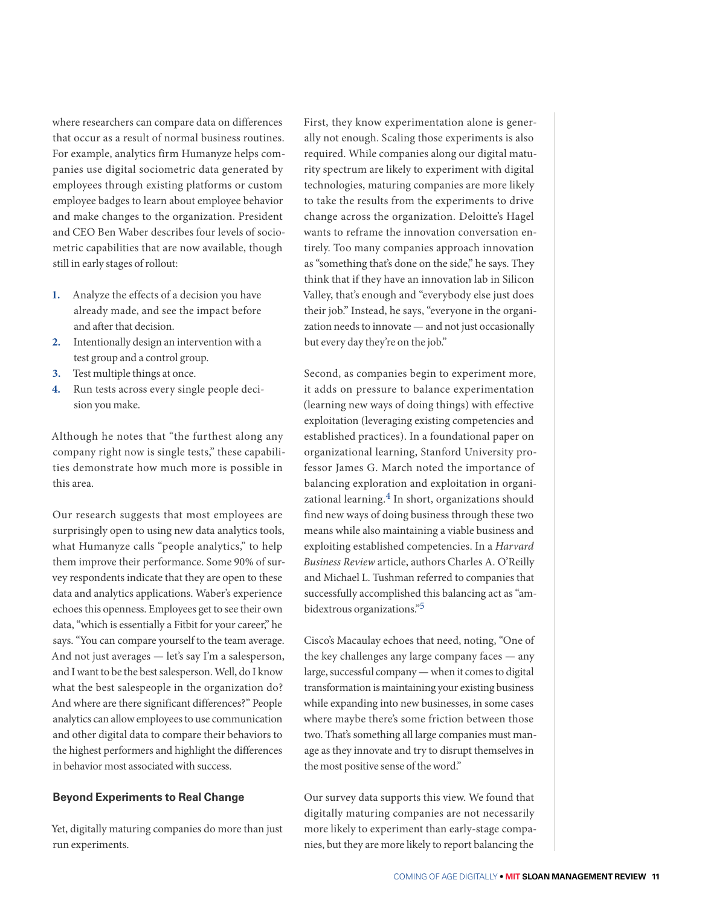where researchers can compare data on differences that occur as a result of normal business routines. For example, analytics firm Humanyze helps companies use digital sociometric data generated by employees through existing platforms or custom employee badges to learn about employee behavior and make changes to the organization. President and CEO Ben Waber describes four levels of sociometric capabilities that are now available, though still in early stages of rollout:

1. Analyze the effects of a decision you have already made, and see the impact before and after that decision.
2. Intentionally design an intervention with a test group and a control group.
3. Test multiple things at once.
4. Run tests across every single people decision you make.

Although he notes that "the furthest along any company right now is single tests," these capabilities demonstrate how much more is possible in this area.

Our research suggests that most employees are surprisingly open to using new data analytics tools, what Humanyze calls "people analytics," to help them improve their performance. Some 90% of survey respondents indicate that they are open to these data and analytics applications. Waber's experience echoes this openness. Employees get to see their own data, "which is essentially a Fitbit for your career," he says. "You can compare yourself to the team average. And not just averages — let's say I'm a salesperson, and I want to be the best salesperson. Well, do I know what the best salespeople in the organization do? And where are there significant differences?" People analytics can allow employees to use communication and other digital data to compare their behaviors to the highest performers and highlight the differences in behavior most associated with success.

### Beyond Experiments to Real Change

Yet, digitally maturing companies do more than just run experiments.

First, they know experimentation alone is generally not enough. Scaling those experiments is also required. While companies along our digital maturity spectrum are likely to experiment with digital technologies, maturing companies are more likely to take the results from the experiments to drive change across the organization. Deloitte's Hagel wants to reframe the innovation conversation entirely. Too many companies approach innovation as "something that's done on the side," he says. They think that if they have an innovation lab in Silicon Valley, that's enough and "everybody else just does their job." Instead, he says, "everyone in the organization needs to innovate — and not just occasionally but every day they're on the job."

Second, as companies begin to experiment more, it adds on pressure to balance experimentation (learning new ways of doing things) with effective exploitation (leveraging existing competencies and established practices). In a foundational paper on organizational learning, Stanford University professor James G. March noted the importance of balancing exploration and exploitation in organizational learning.[4] In short, organizations should find new ways of doing business through these two means while also maintaining a viable business and exploiting established competencies. In a *Harvard Business Review* article, authors Charles A. O'Reilly and Michael L. Tushman referred to companies that successfully accomplished this balancing act as "ambidextrous organizations."[5]

Cisco's Macaulay echoes that need, noting, "One of the key challenges any large company faces — any large, successful company — when it comes to digital transformation is maintaining your existing business while expanding into new businesses, in some cases where maybe there's some friction between those two. That's something all large companies must manage as they innovate and try to disrupt themselves in the most positive sense of the word."

Our survey data supports this view. We found that digitally maturing companies are not necessarily more likely to experiment than early-stage companies, but they are more likely to report balancing the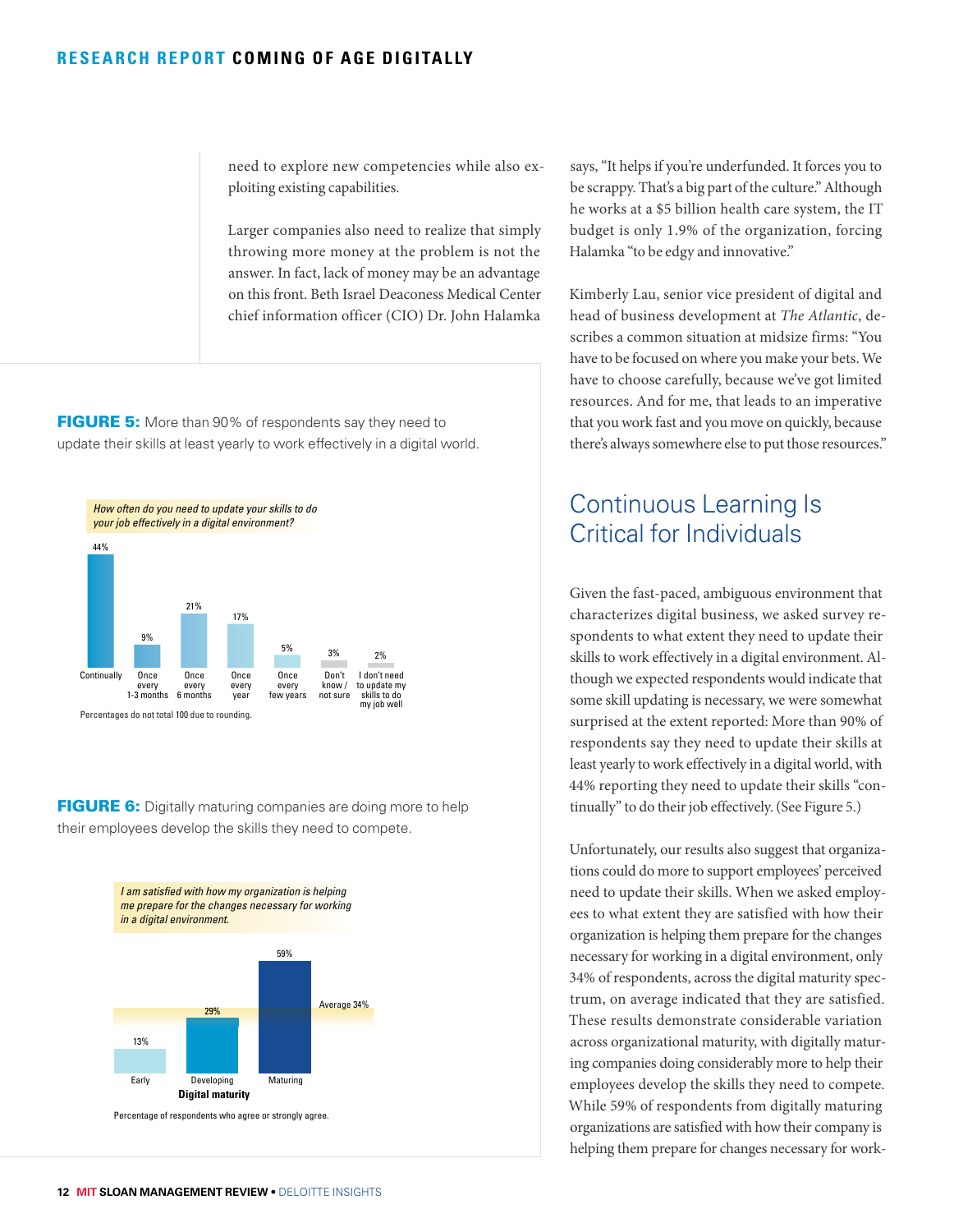need to explore new competencies while also exploiting existing capabilities.

Larger companies also need to realize that simply throwing more money at the problem is not the answer. In fact, lack of money may be an advantage on this front. Beth Israel Deaconess Medical Center chief information officer (CIO) Dr. John Halamka says, "It helps if you're underfunded. It forces you to be scrappy. That's a big part of the culture." Although he works at a $5 billion health care system, the IT budget is only 1.9% of the organization, forcing Halamka "to be edgy and innovative."

Kimberly Lau, senior vice president of digital and head of business development at *The Atlantic*, describes a common situation at midsize firms: "You have to be focused on where you make your bets. We have to choose carefully, because we've got limited resources. And for me, that leads to an imperative that you work fast and you move on quickly, because there's always somewhere else to put those resources."

**FIGURE 5:** More than 90% of respondents say they need to update their skills at least yearly to work effectively in a digital world.

*How often do you need to update your skills to do your job effectively in a digital environment?*

| Response | Percentage |
|---|---|
| Continually | 44% |
| Once every 1-3 months | 9% |
| Once every 6 months | 21% |
| Once every year | 17% |
| Once every few years | 5% |
| Don't know / not sure | 3% |
| I don't need to update my skills to do my job well | 2% |

Percentages do not total 100 due to rounding.

**FIGURE 6:** Digitally maturing companies are doing more to help their employees develop the skills they need to compete.

*I am satisfied with how my organization is helping me prepare for the changes necessary for working in a digital environment.*

| Digital maturity | Percentage |
|---|---|
| Early | 13% |
| Developing | 29% |
| Maturing | 59% |
| Average | 34% |

Percentage of respondents who agree or strongly agree.

## Continuous Learning Is Critical for Individuals

Given the fast-paced, ambiguous environment that characterizes digital business, we asked survey respondents to what extent they need to update their skills to work effectively in a digital environment. Although we expected respondents would indicate that some skill updating is necessary, we were somewhat surprised at the extent reported: More than 90% of respondents say they need to update their skills at least yearly to work effectively in a digital world, with 44% reporting they need to update their skills "continually" to do their job effectively. (See Figure 5.)

Unfortunately, our results also suggest that organizations could do more to support employees' perceived need to update their skills. When we asked employees to what extent they are satisfied with how their organization is helping them prepare for the changes necessary for working in a digital environment, only 34% of respondents, across the digital maturity spectrum, on average indicated that they are satisfied. These results demonstrate considerable variation across organizational maturity, with digitally maturing companies doing considerably more to help their employees develop the skills they need to compete. While 59% of respondents from digitally maturing organizations are satisfied with how their company is helping them prepare for changes necessary for work-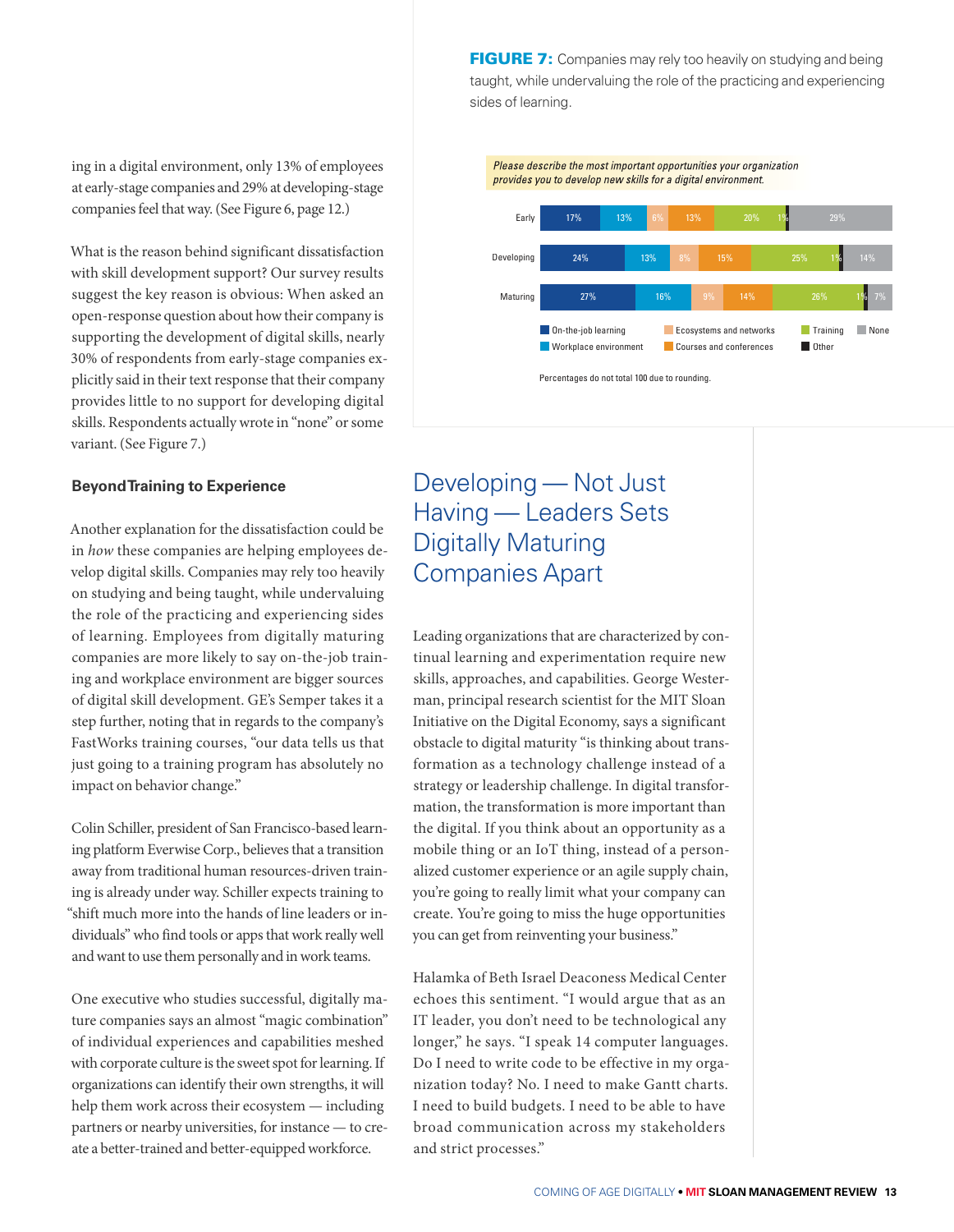ing in a digital environment, only 13% of employees at early-stage companies and 29% at developing-stage companies feel that way. (See Figure 6, page 12.)

What is the reason behind significant dissatisfaction with skill development support? Our survey results suggest the key reason is obvious: When asked an open-response question about how their company is supporting the development of digital skills, nearly 30% of respondents from early-stage companies explicitly said in their text response that their company provides little to no support for developing digital skills. Respondents actually wrote in "none" or some variant. (See Figure 7.)

**FIGURE 7:** Companies may rely too heavily on studying and being taught, while undervaluing the role of the practicing and experiencing sides of learning.

*Please describe the most important opportunities your organization provides you to develop new skills for a digital environment.*

| | On-the-job learning | Workplace environment | Ecosystems and networks | Courses and conferences | Training | Other | None |
|---|---|---|---|---|---|---|---|
| Early | 17% | 13% | 6% | 13% | 20% | 1% | 29% |
| Developing | 24% | 13% | 8% | 15% | 25% | 1% | 14% |
| Maturing | 27% | 16% | 9% | 14% | 26% | 1% | 7% |

Percentages do not total 100 due to rounding.

### Beyond Training to Experience

Another explanation for the dissatisfaction could be in *how* these companies are helping employees develop digital skills. Companies may rely too heavily on studying and being taught, while undervaluing the role of the practicing and experiencing sides of learning. Employees from digitally maturing companies are more likely to say on-the-job training and workplace environment are bigger sources of digital skill development. GE's Semper takes it a step further, noting that in regards to the company's FastWorks training courses, "our data tells us that just going to a training program has absolutely no impact on behavior change."

Colin Schiller, president of San Francisco-based learning platform Everwise Corp., believes that a transition away from traditional human resources-driven training is already under way. Schiller expects training to "shift much more into the hands of line leaders or individuals" who find tools or apps that work really well and want to use them personally and in work teams.

One executive who studies successful, digitally mature companies says an almost "magic combination" of individual experiences and capabilities meshed with corporate culture is the sweet spot for learning. If organizations can identify their own strengths, it will help them work across their ecosystem — including partners or nearby universities, for instance — to create a better-trained and better-equipped workforce.

## Developing — Not Just Having — Leaders Sets Digitally Maturing Companies Apart

Leading organizations that are characterized by continual learning and experimentation require new skills, approaches, and capabilities. George Westerman, principal research scientist for the MIT Sloan Initiative on the Digital Economy, says a significant obstacle to digital maturity "is thinking about transformation as a technology challenge instead of a strategy or leadership challenge. In digital transformation, the transformation is more important than the digital. If you think about an opportunity as a mobile thing or an IoT thing, instead of a personalized customer experience or an agile supply chain, you're going to really limit what your company can create. You're going to miss the huge opportunities you can get from reinventing your business."

Halamka of Beth Israel Deaconess Medical Center echoes this sentiment. "I would argue that as an IT leader, you don't need to be technological any longer," he says. "I speak 14 computer languages. Do I need to write code to be effective in my organization today? No. I need to make Gantt charts. I need to build budgets. I need to be able to have broad communication across my stakeholders and strict processes."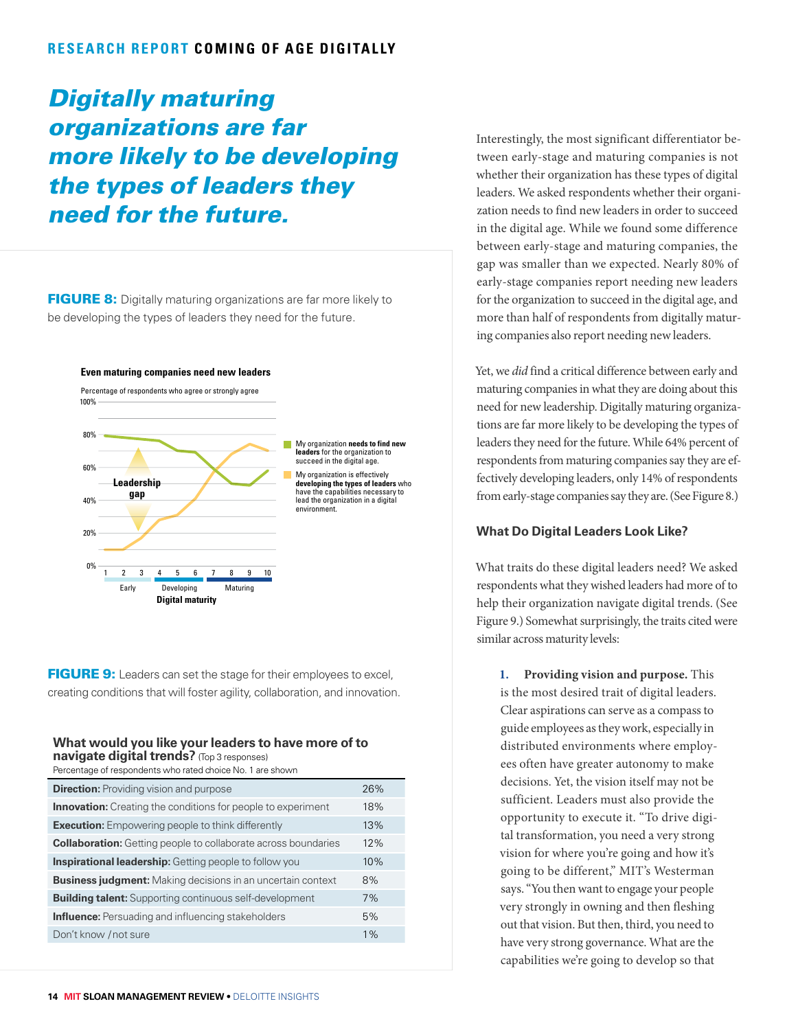*Digitally maturing organizations are far more likely to be developing the types of leaders they need for the future.*

**FIGURE 8:** Digitally maturing organizations are far more likely to be developing the types of leaders they need for the future.

**Even maturing companies need new leaders**

Percentage of respondents who agree or strongly agree

- My organization **needs to find new leaders** for the organization to succeed in the digital age.
- My organization is effectively **developing the types of leaders** who have the capabilities necessary to lead the organization in a digital environment.

Leadership gap

Digital maturity: 1 2 3 Early; 4 5 6 Developing; 7 8 9 10 Maturing

**FIGURE 9:** Leaders can set the stage for their employees to excel, creating conditions that will foster agility, collaboration, and innovation.

**What would you like your leaders to have more of to navigate digital trends?** (Top 3 responses)
Percentage of respondents who rated choice No. 1 are shown

| | |
|---|---|
| **Direction:** Providing vision and purpose | 26% |
| **Innovation:** Creating the conditions for people to experiment | 18% |
| **Execution:** Empowering people to think differently | 13% |
| **Collaboration:** Getting people to collaborate across boundaries | 12% |
| **Inspirational leadership:** Getting people to follow you | 10% |
| **Business judgment:** Making decisions in an uncertain context | 8% |
| **Building talent:** Supporting continuous self-development | 7% |
| **Influence:** Persuading and influencing stakeholders | 5% |
| Don't know / not sure | 1% |

Interestingly, the most significant differentiator between early-stage and maturing companies is not whether their organization has these types of digital leaders. We asked respondents whether their organization needs to find new leaders in order to succeed in the digital age. While we found some difference between early-stage and maturing companies, the gap was smaller than we expected. Nearly 80% of early-stage companies report needing new leaders for the organization to succeed in the digital age, and more than half of respondents from digitally maturing companies also report needing new leaders.

Yet, we *did* find a critical difference between early and maturing companies in what they are doing about this need for new leadership. Digitally maturing organizations are far more likely to be developing the types of leaders they need for the future. While 64% percent of respondents from maturing companies say they are effectively developing leaders, only 14% of respondents from early-stage companies say they are. (See Figure 8.)

### What Do Digital Leaders Look Like?

What traits do these digital leaders need? We asked respondents what they wished leaders had more of to help their organization navigate digital trends. (See Figure 9.) Somewhat surprisingly, the traits cited were similar across maturity levels:

1. **Providing vision and purpose.** This is the most desired trait of digital leaders. Clear aspirations can serve as a compass to guide employees as they work, especially in distributed environments where employees often have greater autonomy to make decisions. Yet, the vision itself may not be sufficient. Leaders must also provide the opportunity to execute it. "To drive digital transformation, you need a very strong vision for where you're going and how it's going to be different," MIT's Westerman says. "You then want to engage your people very strongly in owning and then fleshing out that vision. But then, third, you need to have very strong governance. What are the capabilities we're going to develop so that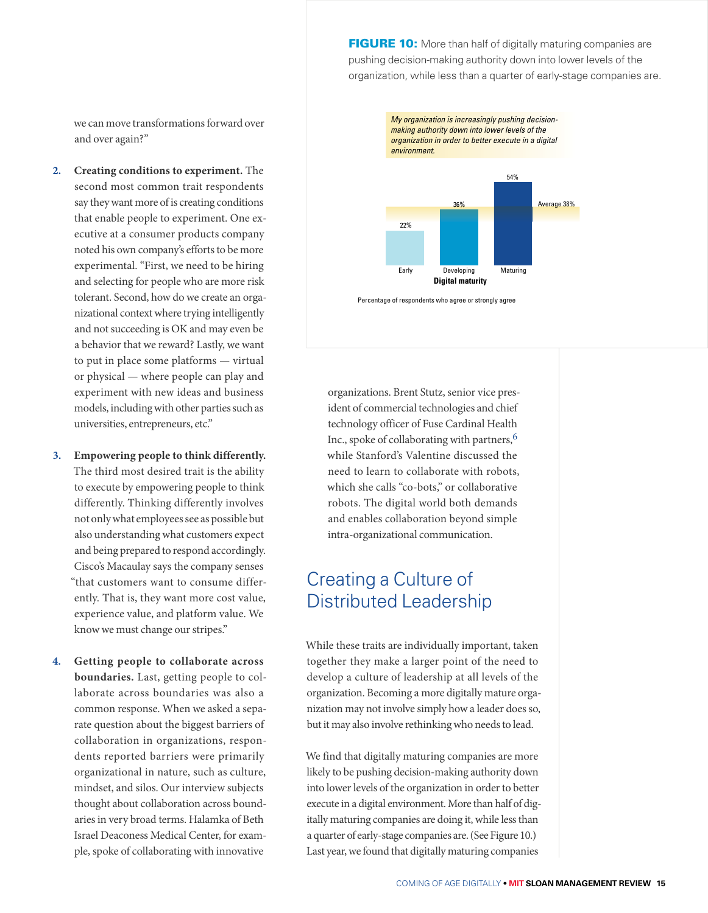we can move transformations forward over and over again?"

2. **Creating conditions to experiment.** The second most common trait respondents say they want more of is creating conditions that enable people to experiment. One executive at a consumer products company noted his own company's efforts to be more experimental. "First, we need to be hiring and selecting for people who are more risk tolerant. Second, how do we create an organizational context where trying intelligently and not succeeding is OK and may even be a behavior that we reward? Lastly, we want to put in place some platforms — virtual or physical — where people can play and experiment with new ideas and business models, including with other parties such as universities, entrepreneurs, etc."

3. **Empowering people to think differently.** The third most desired trait is the ability to execute by empowering people to think differently. Thinking differently involves not only what employees see as possible but also understanding what customers expect and being prepared to respond accordingly. Cisco's Macaulay says the company senses "that customers want to consume differently. That is, they want more cost value, experience value, and platform value. We know we must change our stripes."

4. **Getting people to collaborate across boundaries.** Last, getting people to collaborate across boundaries was also a common response. When we asked a separate question about the biggest barriers of collaboration in organizations, respondents reported barriers were primarily organizational in nature, such as culture, mindset, and silos. Our interview subjects thought about collaboration across boundaries in very broad terms. Halamka of Beth Israel Deaconess Medical Center, for example, spoke of collaborating with innovative organizations. Brent Stutz, senior vice president of commercial technologies and chief technology officer of Fuse Cardinal Health Inc., spoke of collaborating with partners,[6] while Stanford's Valentine discussed the need to learn to collaborate with robots, which she calls "co-bots," or collaborative robots. The digital world both demands and enables collaboration beyond simple intra-organizational communication.

**FIGURE 10:** More than half of digitally maturing companies are pushing decision-making authority down into lower levels of the organization, while less than a quarter of early-stage companies are.

*My organization is increasingly pushing decision-making authority down into lower levels of the organization in order to better execute in a digital environment.*

| Digital maturity | Percentage |
|---|---|
| Early | 22% |
| Developing | 36% |
| Maturing | 54% |
| Average | 38% |

Percentage of respondents who agree or strongly agree

## Creating a Culture of Distributed Leadership

While these traits are individually important, taken together they make a larger point of the need to develop a culture of leadership at all levels of the organization. Becoming a more digitally mature organization may not involve simply how a leader does so, but it may also involve rethinking who needs to lead.

We find that digitally maturing companies are more likely to be pushing decision-making authority down into lower levels of the organization in order to better execute in a digital environment. More than half of digitally maturing companies are doing it, while less than a quarter of early-stage companies are. (See Figure 10.) Last year, we found that digitally maturing companies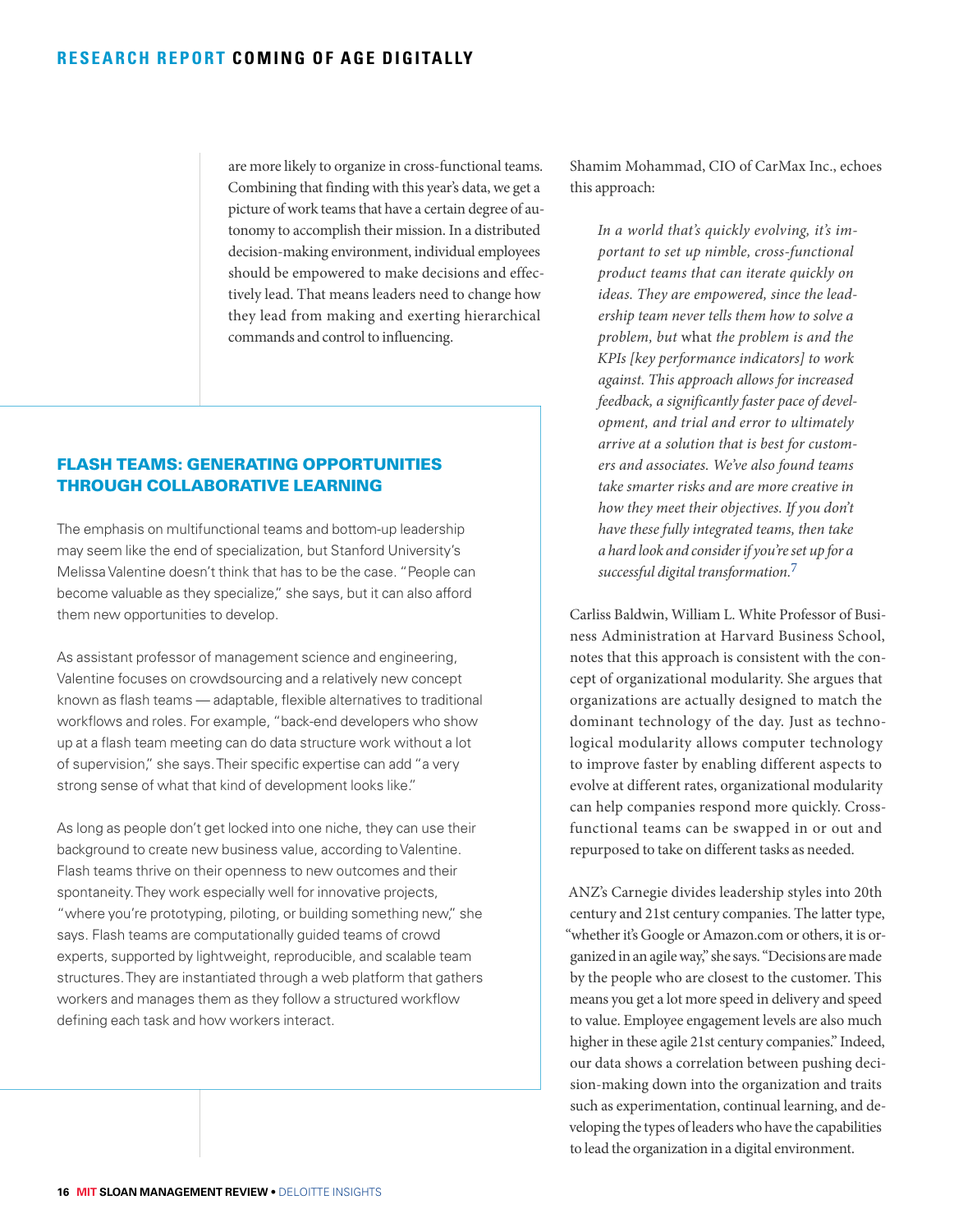are more likely to organize in cross-functional teams. Combining that finding with this year's data, we get a picture of work teams that have a certain degree of autonomy to accomplish their mission. In a distributed decision-making environment, individual employees should be empowered to make decisions and effectively lead. That means leaders need to change how they lead from making and exerting hierarchical commands and control to influencing.

## FLASH TEAMS: GENERATING OPPORTUNITIES THROUGH COLLABORATIVE LEARNING

The emphasis on multifunctional teams and bottom-up leadership may seem like the end of specialization, but Stanford University's Melissa Valentine doesn't think that has to be the case. "People can become valuable as they specialize," she says, but it can also afford them new opportunities to develop.

As assistant professor of management science and engineering, Valentine focuses on crowdsourcing and a relatively new concept known as flash teams — adaptable, flexible alternatives to traditional workflows and roles. For example, "back-end developers who show up at a flash team meeting can do data structure work without a lot of supervision," she says. Their specific expertise can add "a very strong sense of what that kind of development looks like."

As long as people don't get locked into one niche, they can use their background to create new business value, according to Valentine. Flash teams thrive on their openness to new outcomes and their spontaneity. They work especially well for innovative projects, "where you're prototyping, piloting, or building something new," she says. Flash teams are computationally guided teams of crowd experts, supported by lightweight, reproducible, and scalable team structures. They are instantiated through a web platform that gathers workers and manages them as they follow a structured workflow defining each task and how workers interact.

Shamim Mohammad, CIO of CarMax Inc., echoes this approach:

> *In a world that's quickly evolving, it's important to set up nimble, cross-functional product teams that can iterate quickly on ideas. They are empowered, since the leadership team never tells them how to solve a problem, but* what *the problem is and the KPIs [key performance indicators] to work against. This approach allows for increased feedback, a significantly faster pace of development, and trial and error to ultimately arrive at a solution that is best for customers and associates. We've also found teams take smarter risks and are more creative in how they meet their objectives. If you don't have these fully integrated teams, then take a hard look and consider if you're set up for a successful digital transformation.*[7]

Carliss Baldwin, William L. White Professor of Business Administration at Harvard Business School, notes that this approach is consistent with the concept of organizational modularity. She argues that organizations are actually designed to match the dominant technology of the day. Just as technological modularity allows computer technology to improve faster by enabling different aspects to evolve at different rates, organizational modularity can help companies respond more quickly. Cross-functional teams can be swapped in or out and repurposed to take on different tasks as needed.

ANZ's Carnegie divides leadership styles into 20th century and 21st century companies. The latter type, "whether it's Google or Amazon.com or others, it is organized in an agile way," she says. "Decisions are made by the people who are closest to the customer. This means you get a lot more speed in delivery and speed to value. Employee engagement levels are also much higher in these agile 21st century companies." Indeed, our data shows a correlation between pushing decision-making down into the organization and traits such as experimentation, continual learning, and developing the types of leaders who have the capabilities to lead the organization in a digital environment.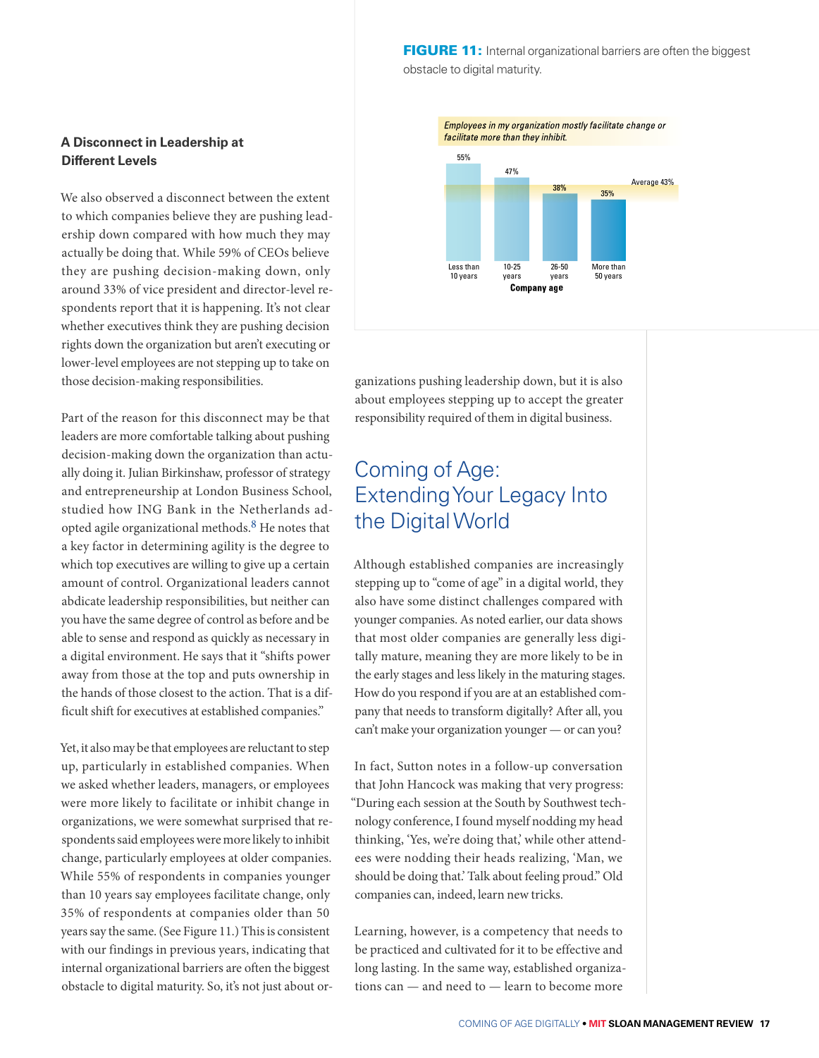### A Disconnect in Leadership at Different Levels

We also observed a disconnect between the extent to which companies believe they are pushing leadership down compared with how much they may actually be doing that. While 59% of CEOs believe they are pushing decision-making down, only around 33% of vice president and director-level respondents report that it is happening. It's not clear whether executives think they are pushing decision rights down the organization but aren't executing or lower-level employees are not stepping up to take on those decision-making responsibilities.

Part of the reason for this disconnect may be that leaders are more comfortable talking about pushing decision-making down the organization than actually doing it. Julian Birkinshaw, professor of strategy and entrepreneurship at London Business School, studied how ING Bank in the Netherlands adopted agile organizational methods.[8] He notes that a key factor in determining agility is the degree to which top executives are willing to give up a certain amount of control. Organizational leaders cannot abdicate leadership responsibilities, but neither can you have the same degree of control as before and be able to sense and respond as quickly as necessary in a digital environment. He says that it "shifts power away from those at the top and puts ownership in the hands of those closest to the action. That is a difficult shift for executives at established companies."

Yet, it also may be that employees are reluctant to step up, particularly in established companies. When we asked whether leaders, managers, or employees were more likely to facilitate or inhibit change in organizations, we were somewhat surprised that respondents said employees were more likely to inhibit change, particularly employees at older companies. While 55% of respondents in companies younger than 10 years say employees facilitate change, only 35% of respondents at companies older than 50 years say the same. (See Figure 11.) This is consistent with our findings in previous years, indicating that internal organizational barriers are often the biggest obstacle to digital maturity. So, it's not just about organizations pushing leadership down, but it is also about employees stepping up to accept the greater responsibility required of them in digital business.

**FIGURE 11:** Internal organizational barriers are often the biggest obstacle to digital maturity.

*Employees in my organization mostly facilitate change or facilitate more than they inhibit.*

| Company age | % |
|---|---|
| Less than 10 years | 55% |
| 10-25 years | 47% |
| 26-50 years | 38% |
| More than 50 years | 35% |
| Average | 43% |

## Coming of Age: Extending Your Legacy Into the Digital World

Although established companies are increasingly stepping up to "come of age" in a digital world, they also have some distinct challenges compared with younger companies. As noted earlier, our data shows that most older companies are generally less digitally mature, meaning they are more likely to be in the early stages and less likely in the maturing stages. How do you respond if you are at an established company that needs to transform digitally? After all, you can't make your organization younger — or can you?

In fact, Sutton notes in a follow-up conversation that John Hancock was making that very progress: "During each session at the South by Southwest technology conference, I found myself nodding my head thinking, 'Yes, we're doing that,' while other attendees were nodding their heads realizing, 'Man, we should be doing that.' Talk about feeling proud." Old companies can, indeed, learn new tricks.

Learning, however, is a competency that needs to be practiced and cultivated for it to be effective and long lasting. In the same way, established organizations can — and need to — learn to become more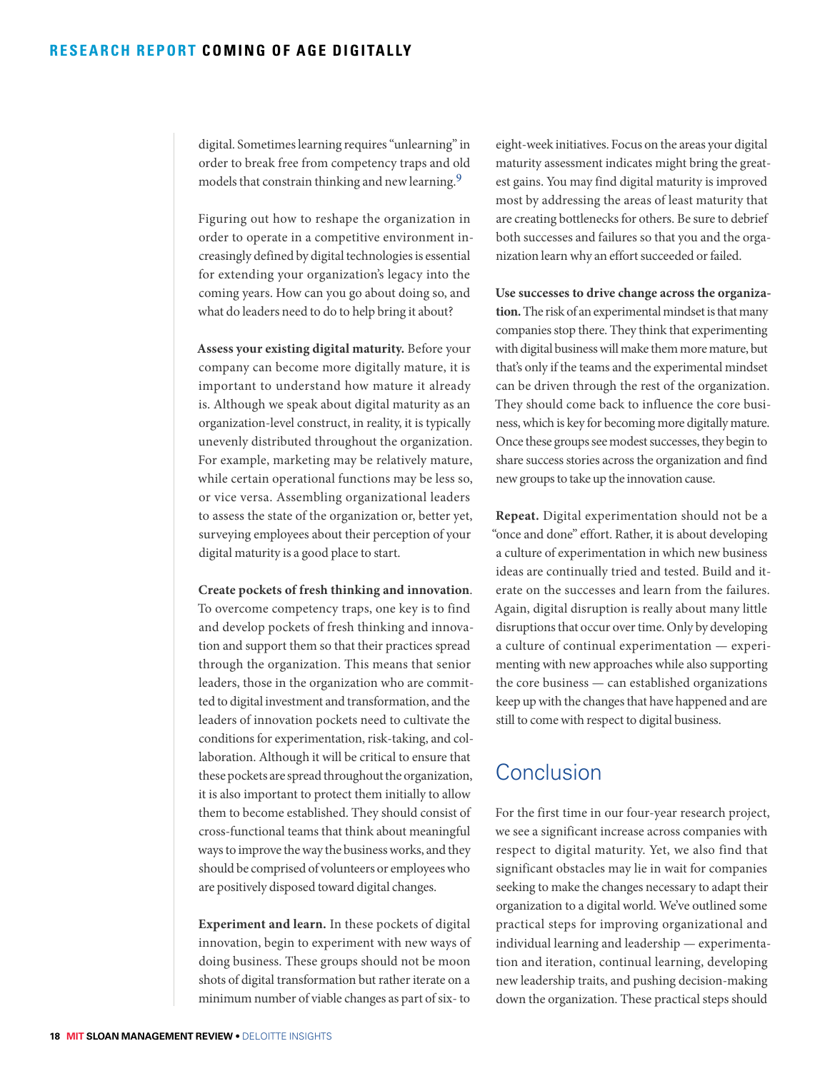digital. Sometimes learning requires "unlearning" in order to break free from competency traps and old models that constrain thinking and new learning.[9]

Figuring out how to reshape the organization in order to operate in a competitive environment increasingly defined by digital technologies is essential for extending your organization's legacy into the coming years. How can you go about doing so, and what do leaders need to do to help bring it about?

**Assess your existing digital maturity.** Before your company can become more digitally mature, it is important to understand how mature it already is. Although we speak about digital maturity as an organization-level construct, in reality, it is typically unevenly distributed throughout the organization. For example, marketing may be relatively mature, while certain operational functions may be less so, or vice versa. Assembling organizational leaders to assess the state of the organization or, better yet, surveying employees about their perception of your digital maturity is a good place to start.

**Create pockets of fresh thinking and innovation**. To overcome competency traps, one key is to find and develop pockets of fresh thinking and innovation and support them so that their practices spread through the organization. This means that senior leaders, those in the organization who are committed to digital investment and transformation, and the leaders of innovation pockets need to cultivate the conditions for experimentation, risk-taking, and collaboration. Although it will be critical to ensure that these pockets are spread throughout the organization, it is also important to protect them initially to allow them to become established. They should consist of cross-functional teams that think about meaningful ways to improve the way the business works, and they should be comprised of volunteers or employees who are positively disposed toward digital changes.

**Experiment and learn.** In these pockets of digital innovation, begin to experiment with new ways of doing business. These groups should not be moon shots of digital transformation but rather iterate on a minimum number of viable changes as part of six- to eight-week initiatives. Focus on the areas your digital maturity assessment indicates might bring the greatest gains. You may find digital maturity is improved most by addressing the areas of least maturity that are creating bottlenecks for others. Be sure to debrief both successes and failures so that you and the organization learn why an effort succeeded or failed.

**Use successes to drive change across the organization.** The risk of an experimental mindset is that many companies stop there. They think that experimenting with digital business will make them more mature, but that's only if the teams and the experimental mindset can be driven through the rest of the organization. They should come back to influence the core business, which is key for becoming more digitally mature. Once these groups see modest successes, they begin to share success stories across the organization and find new groups to take up the innovation cause.

**Repeat.** Digital experimentation should not be a "once and done" effort. Rather, it is about developing a culture of experimentation in which new business ideas are continually tried and tested. Build and iterate on the successes and learn from the failures. Again, digital disruption is really about many little disruptions that occur over time. Only by developing a culture of continual experimentation — experimenting with new approaches while also supporting the core business — can established organizations keep up with the changes that have happened and are still to come with respect to digital business.

## Conclusion

For the first time in our four-year research project, we see a significant increase across companies with respect to digital maturity. Yet, we also find that significant obstacles may lie in wait for companies seeking to make the changes necessary to adapt their organization to a digital world. We've outlined some practical steps for improving organizational and individual learning and leadership — experimentation and iteration, continual learning, developing new leadership traits, and pushing decision-making down the organization. These practical steps should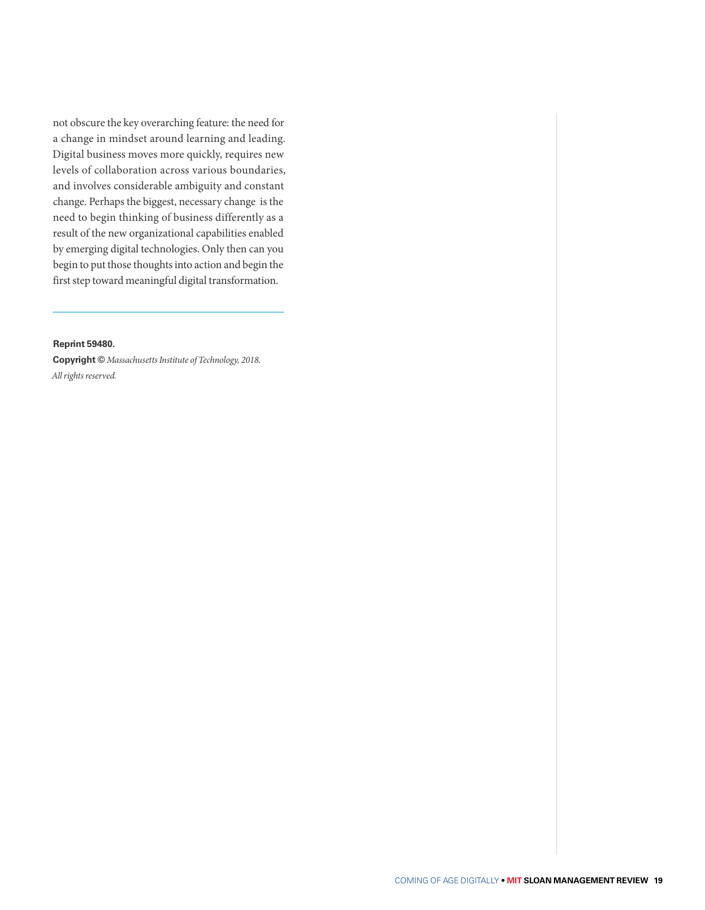not obscure the key overarching feature: the need for a change in mindset around learning and leading. Digital business moves more quickly, requires new levels of collaboration across various boundaries, and involves considerable ambiguity and constant change. Perhaps the biggest, necessary change is the need to begin thinking of business differently as a result of the new organizational capabilities enabled by emerging digital technologies. Only then can you begin to put those thoughts into action and begin the first step toward meaningful digital transformation.

---

**Reprint 59480.**

**Copyright ©** *Massachusetts Institute of Technology, 2018. All rights reserved.*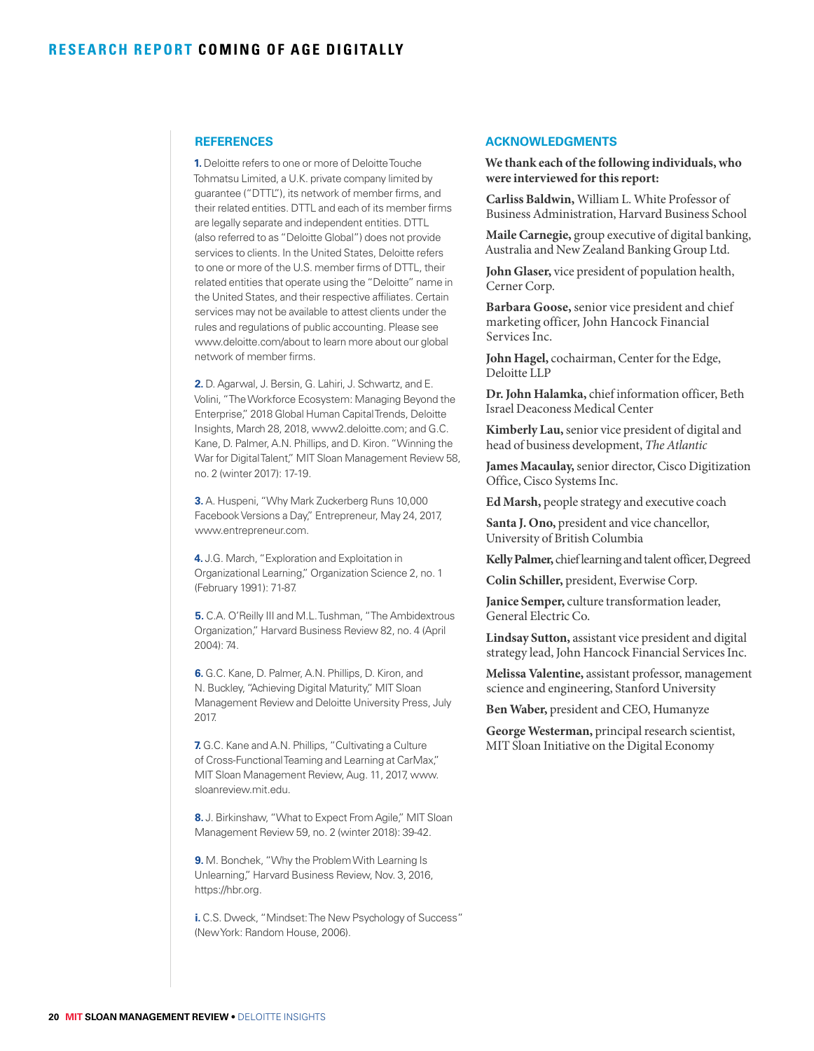## REFERENCES

**1.** Deloitte refers to one or more of Deloitte Touche Tohmatsu Limited, a U.K. private company limited by guarantee ("DTTL"), its network of member firms, and their related entities. DTTL and each of its member firms are legally separate and independent entities. DTTL (also referred to as "Deloitte Global") does not provide services to clients. In the United States, Deloitte refers to one or more of the U.S. member firms of DTTL, their related entities that operate using the "Deloitte" name in the United States, and their respective affiliates. Certain services may not be available to attest clients under the rules and regulations of public accounting. Please see www.deloitte.com/about to learn more about our global network of member firms.

**2.** D. Agarwal, J. Bersin, G. Lahiri, J. Schwartz, and E. Volini, "The Workforce Ecosystem: Managing Beyond the Enterprise," 2018 Global Human Capital Trends, Deloitte Insights, March 28, 2018, www2.deloitte.com; and G.C. Kane, D. Palmer, A.N. Phillips, and D. Kiron. "Winning the War for Digital Talent," MIT Sloan Management Review 58, no. 2 (winter 2017): 17-19.

**3.** A. Huspeni, "Why Mark Zuckerberg Runs 10,000 Facebook Versions a Day," Entrepreneur, May 24, 2017, www.entrepreneur.com.

**4.** J.G. March, "Exploration and Exploitation in Organizational Learning," Organization Science 2, no. 1 (February 1991): 71-87.

**5.** C.A. O'Reilly III and M.L. Tushman, "The Ambidextrous Organization," Harvard Business Review 82, no. 4 (April 2004): 74.

**6.** G.C. Kane, D. Palmer, A.N. Phillips, D. Kiron, and N. Buckley, "Achieving Digital Maturity," MIT Sloan Management Review and Deloitte University Press, July 2017.

**7.** G.C. Kane and A.N. Phillips, "Cultivating a Culture of Cross-Functional Teaming and Learning at CarMax," MIT Sloan Management Review, Aug. 11, 2017, www.sloanreview.mit.edu.

**8.** J. Birkinshaw, "What to Expect From Agile," MIT Sloan Management Review 59, no. 2 (winter 2018): 39-42.

**9.** M. Bonchek, "Why the Problem With Learning Is Unlearning," Harvard Business Review, Nov. 3, 2016, https://hbr.org.

**i.** C.S. Dweck, "Mindset: The New Psychology of Success" (New York: Random House, 2006).

## ACKNOWLEDGMENTS

**We thank each of the following individuals, who were interviewed for this report:**

**Carliss Baldwin,** William L. White Professor of Business Administration, Harvard Business School

**Maile Carnegie,** group executive of digital banking, Australia and New Zealand Banking Group Ltd.

**John Glaser,** vice president of population health, Cerner Corp.

**Barbara Goose,** senior vice president and chief marketing officer, John Hancock Financial Services Inc.

**John Hagel,** cochairman, Center for the Edge, Deloitte LLP

**Dr. John Halamka,** chief information officer, Beth Israel Deaconess Medical Center

**Kimberly Lau,** senior vice president of digital and head of business development, *The Atlantic*

**James Macaulay,** senior director, Cisco Digitization Office, Cisco Systems Inc.

**Ed Marsh,** people strategy and executive coach

**Santa J. Ono,** president and vice chancellor, University of British Columbia

**Kelly Palmer,** chief learning and talent officer, Degreed

**Colin Schiller,** president, Everwise Corp.

**Janice Semper,** culture transformation leader, General Electric Co.

**Lindsay Sutton,** assistant vice president and digital strategy lead, John Hancock Financial Services Inc.

**Melissa Valentine,** assistant professor, management science and engineering, Stanford University

**Ben Waber,** president and CEO, Humanyze

**George Westerman,** principal research scientist, MIT Sloan Initiative on the Digital Economy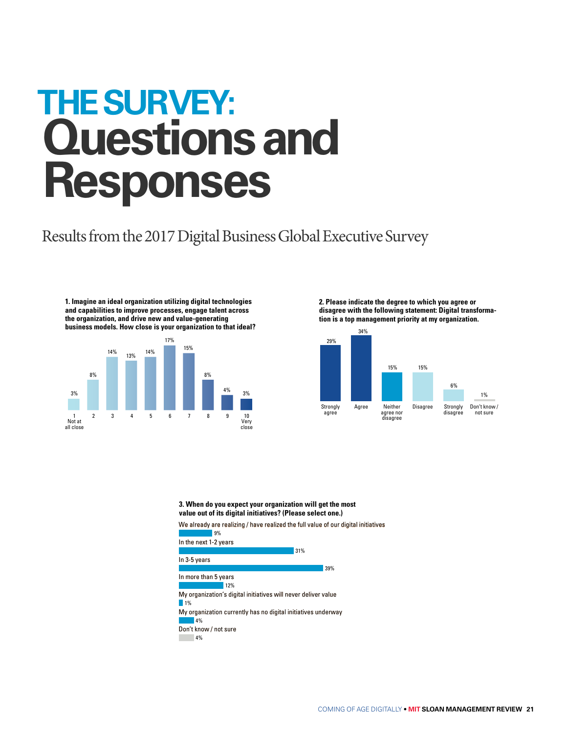# THE SURVEY: Questions and Responses

## Results from the 2017 Digital Business Global Executive Survey

**1. Imagine an ideal organization utilizing digital technologies and capabilities to improve processes, engage talent across the organization, and drive new and value-generating business models. How close is your organization to that ideal?**

| 1 Not at all close | 2 | 3 | 4 | 5 | 6 | 7 | 8 | 9 | 10 Very close |
|---|---|---|---|---|---|---|---|---|---|
| 3% | 8% | 14% | 13% | 14% | 17% | 15% | 8% | 4% | 3% |

**2. Please indicate the degree to which you agree or disagree with the following statement: Digital transformation is a top management priority at my organization.**

| Strongly agree | Agree | Neither agree nor disagree | Disagree | Strongly disagree | Don't know / not sure |
|---|---|---|---|---|---|
| 29% | 34% | 15% | 15% | 6% | 1% |

**3. When do you expect your organization will get the most value out of its digital initiatives? (Please select one.)**

| Response | % |
|---|---|
| We already are realizing / have realized the full value of our digital initiatives | 9% |
| In the next 1-2 years | 31% |
| In 3-5 years | 39% |
| In more than 5 years | 12% |
| My organization's digital initiatives will never deliver value | 1% |
| My organization currently has no digital initiatives underway | 4% |
| Don't know / not sure | 4% |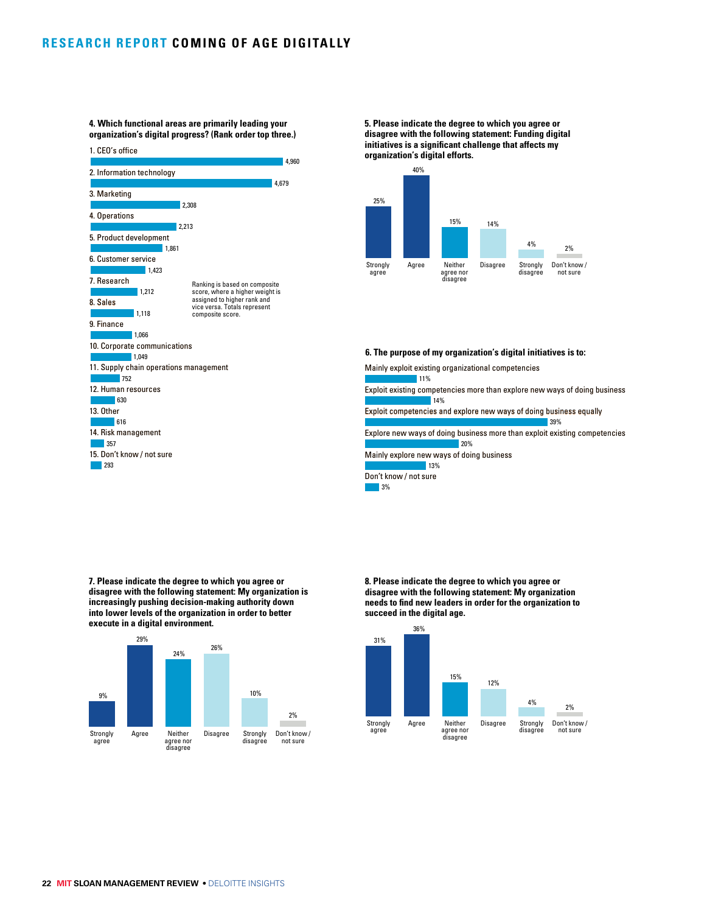#### 4. Which functional areas are primarily leading your organization's digital progress? (Rank order top three.)

| Functional area | Composite score |
|---|---|
| 1. CEO's office | 4,960 |
| 2. Information technology | 4,679 |
| 3. Marketing | 2,308 |
| 4. Operations | 2,213 |
| 5. Product development | 1,861 |
| 6. Customer service | 1,423 |
| 7. Research | 1,212 |
| 8. Sales | 1,118 |
| 9. Finance | 1,066 |
| 10. Corporate communications | 1,049 |
| 11. Supply chain operations management | 752 |
| 12. Human resources | 630 |
| 13. Other | 616 |
| 14. Risk management | 357 |
| 15. Don't know / not sure | 293 |

Ranking is based on composite score, where a higher weight is assigned to higher rank and vice versa. Totals represent composite score.

#### 5. Please indicate the degree to which you agree or disagree with the following statement: Funding digital initiatives is a significant challenge that affects my organization's digital efforts.

| Strongly agree | Agree | Neither agree nor disagree | Disagree | Strongly disagree | Don't know / not sure |
|---|---|---|---|---|---|
| 25% | 40% | 15% | 14% | 4% | 2% |

#### 6. The purpose of my organization's digital initiatives is to:

| Response | % |
|---|---|
| Mainly exploit existing organizational competencies | 11% |
| Exploit existing competencies more than explore new ways of doing business | 14% |
| Exploit competencies and explore new ways of doing business equally | 39% |
| Explore new ways of doing business more than exploit existing competencies | 20% |
| Mainly explore new ways of doing business | 13% |
| Don't know / not sure | 3% |

#### 7. Please indicate the degree to which you agree or disagree with the following statement: My organization is increasingly pushing decision-making authority down into lower levels of the organization in order to better execute in a digital environment.

| Strongly agree | Agree | Neither agree nor disagree | Disagree | Strongly disagree | Don't know / not sure |
|---|---|---|---|---|---|
| 9% | 29% | 24% | 26% | 10% | 2% |

#### 8. Please indicate the degree to which you agree or disagree with the following statement: My organization needs to find new leaders in order for the organization to succeed in the digital age.

| Strongly agree | Agree | Neither agree nor disagree | Disagree | Strongly disagree | Don't know / not sure |
|---|---|---|---|---|---|
| 31% | 36% | 15% | 12% | 4% | 2% |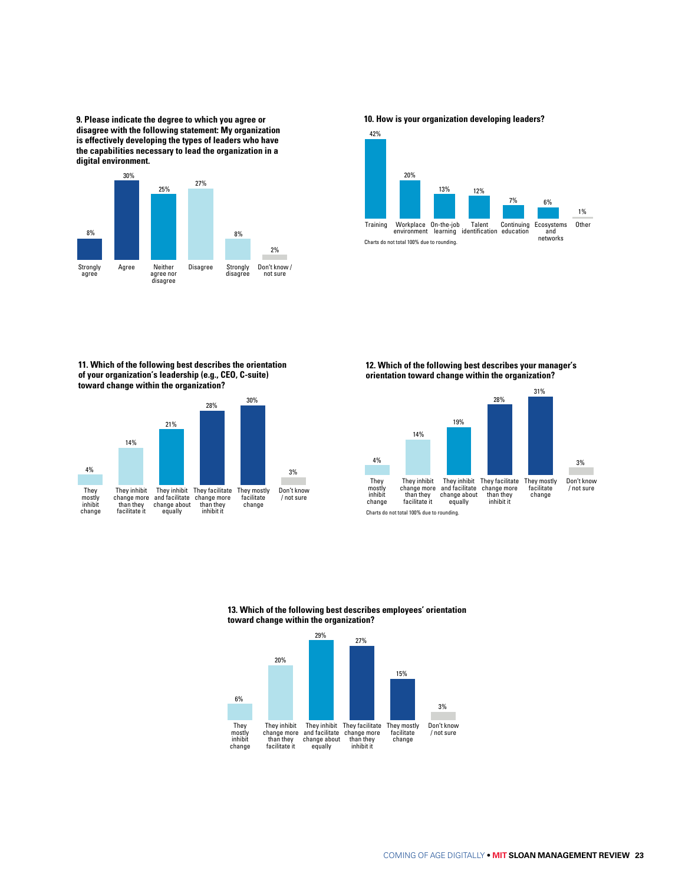**9. Please indicate the degree to which you agree or disagree with the following statement: My organization is effectively developing the types of leaders who have the capabilities necessary to lead the organization in a digital environment.**

| Response | Percentage |
|---|---|
| Strongly agree | 8% |
| Agree | 30% |
| Neither agree nor disagree | 25% |
| Disagree | 27% |
| Strongly disagree | 8% |
| Don't know / not sure | 2% |

**10. How is your organization developing leaders?**

| Response | Percentage |
|---|---|
| Training | 42% |
| Workplace environment | 20% |
| On-the-job learning | 13% |
| Talent identification | 12% |
| Continuing education | 7% |
| Ecosystems and networks | 6% |
| Other | 1% |

Charts do not total 100% due to rounding.

**11. Which of the following best describes the orientation of your organization's leadership (e.g., CEO, C-suite) toward change within the organization?**

| Response | Percentage |
|---|---|
| They mostly inhibit change | 4% |
| They inhibit change more than they facilitate it | 14% |
| They inhibit and facilitate change about equally | 21% |
| They facilitate change more than they inhibit it | 28% |
| They mostly facilitate change | 30% |
| Don't know / not sure | 3% |

**12. Which of the following best describes your manager's orientation toward change within the organization?**

| Response | Percentage |
|---|---|
| They mostly inhibit change | 4% |
| They inhibit change more than they facilitate it | 14% |
| They inhibit and facilitate change about equally | 19% |
| They facilitate change more than they inhibit it | 28% |
| They mostly facilitate change | 31% |
| Don't know / not sure | 3% |

Charts do not total 100% due to rounding.

**13. Which of the following best describes employees' orientation toward change within the organization?**

| Response | Percentage |
|---|---|
| They mostly inhibit change | 6% |
| They inhibit change more than they facilitate it | 20% |
| They inhibit and facilitate change about equally | 29% |
| They facilitate change more than they inhibit it | 27% |
| They mostly facilitate change | 15% |
| Don't know / not sure | 3% |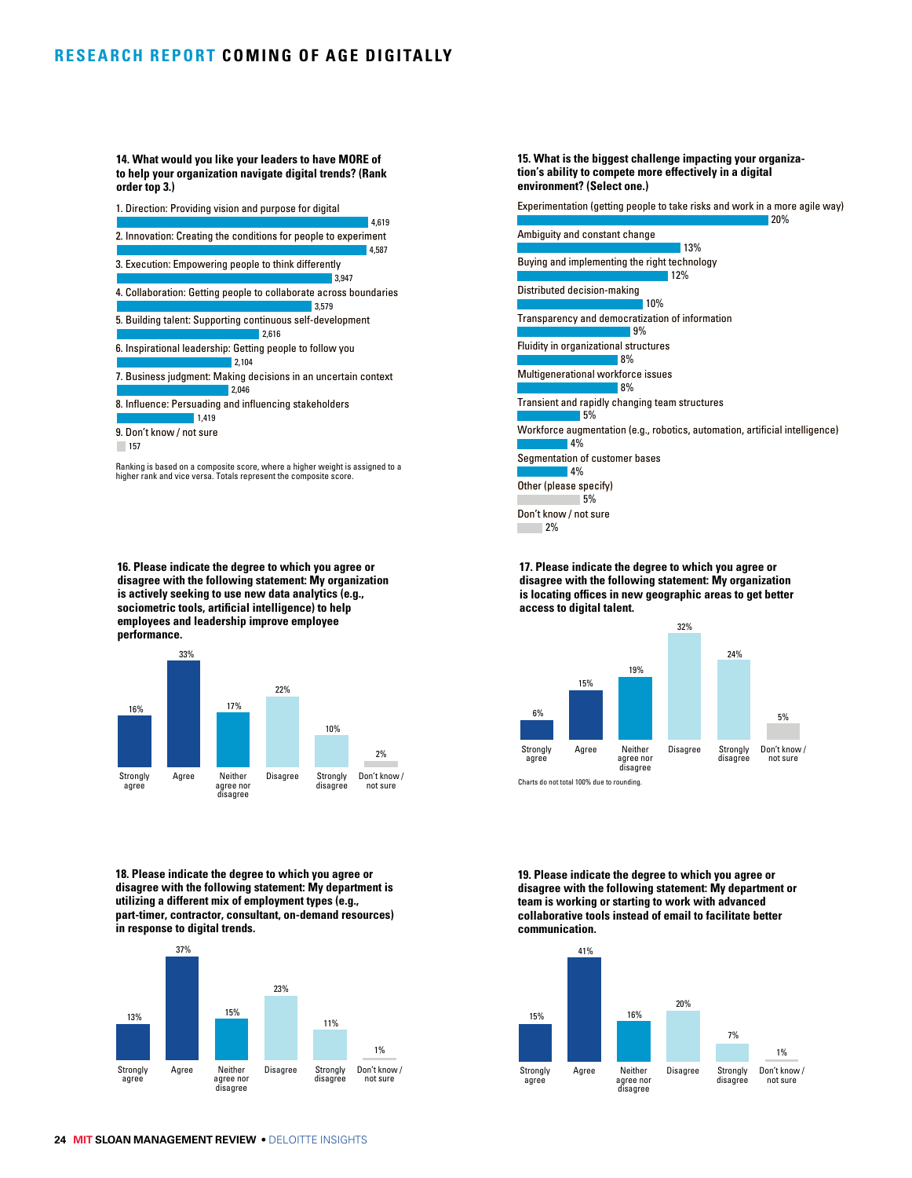**14. What would you like your leaders to have MORE of to help your organization navigate digital trends? (Rank order top 3.)**

| Response | Score |
|---|---|
| 1. Direction: Providing vision and purpose for digital | 4,619 |
| 2. Innovation: Creating the conditions for people to experiment | 4,587 |
| 3. Execution: Empowering people to think differently | 3,947 |
| 4. Collaboration: Getting people to collaborate across boundaries | 3,579 |
| 5. Building talent: Supporting continuous self-development | 2,616 |
| 6. Inspirational leadership: Getting people to follow you | 2,104 |
| 7. Business judgment: Making decisions in an uncertain context | 2,046 |
| 8. Influence: Persuading and influencing stakeholders | 1,419 |
| 9. Don't know / not sure | 157 |

Ranking is based on a composite score, where a higher weight is assigned to a higher rank and vice versa. Totals represent the composite score.

**15. What is the biggest challenge impacting your organization's ability to compete more effectively in a digital environment? (Select one.)**

| Response | % |
|---|---|
| Experimentation (getting people to take risks and work in a more agile way) | 20% |
| Ambiguity and constant change | 13% |
| Buying and implementing the right technology | 12% |
| Distributed decision-making | 10% |
| Transparency and democratization of information | 9% |
| Fluidity in organizational structures | 8% |
| Multigenerational workforce issues | 8% |
| Transient and rapidly changing team structures | 5% |
| Workforce augmentation (e.g., robotics, automation, artificial intelligence) | 4% |
| Segmentation of customer bases | 4% |
| Other (please specify) | 5% |
| Don't know / not sure | 2% |

**16. Please indicate the degree to which you agree or disagree with the following statement: My organization is actively seeking to use new data analytics (e.g., sociometric tools, artificial intelligence) to help employees and leadership improve employee performance.**

| Strongly agree | Agree | Neither agree nor disagree | Disagree | Strongly disagree | Don't know / not sure |
|---|---|---|---|---|---|
| 16% | 33% | 17% | 22% | 10% | 2% |

**17. Please indicate the degree to which you agree or disagree with the following statement: My organization is locating offices in new geographic areas to get better access to digital talent.**

| Strongly agree | Agree | Neither agree nor disagree | Disagree | Strongly disagree | Don't know / not sure |
|---|---|---|---|---|---|
| 6% | 15% | 19% | 32% | 24% | 5% |

Charts do not total 100% due to rounding.

**18. Please indicate the degree to which you agree or disagree with the following statement: My department is utilizing a different mix of employment types (e.g., part-timer, contractor, consultant, on-demand resources) in response to digital trends.**

| Strongly agree | Agree | Neither agree nor disagree | Disagree | Strongly disagree | Don't know / not sure |
|---|---|---|---|---|---|
| 13% | 37% | 15% | 23% | 11% | 1% |

**19. Please indicate the degree to which you agree or disagree with the following statement: My department or team is working or starting to work with advanced collaborative tools instead of email to facilitate better communication.**

| Strongly agree | Agree | Neither agree nor disagree | Disagree | Strongly disagree | Don't know / not sure |
|---|---|---|---|---|---|
| 15% | 41% | 16% | 20% | 7% | 1% |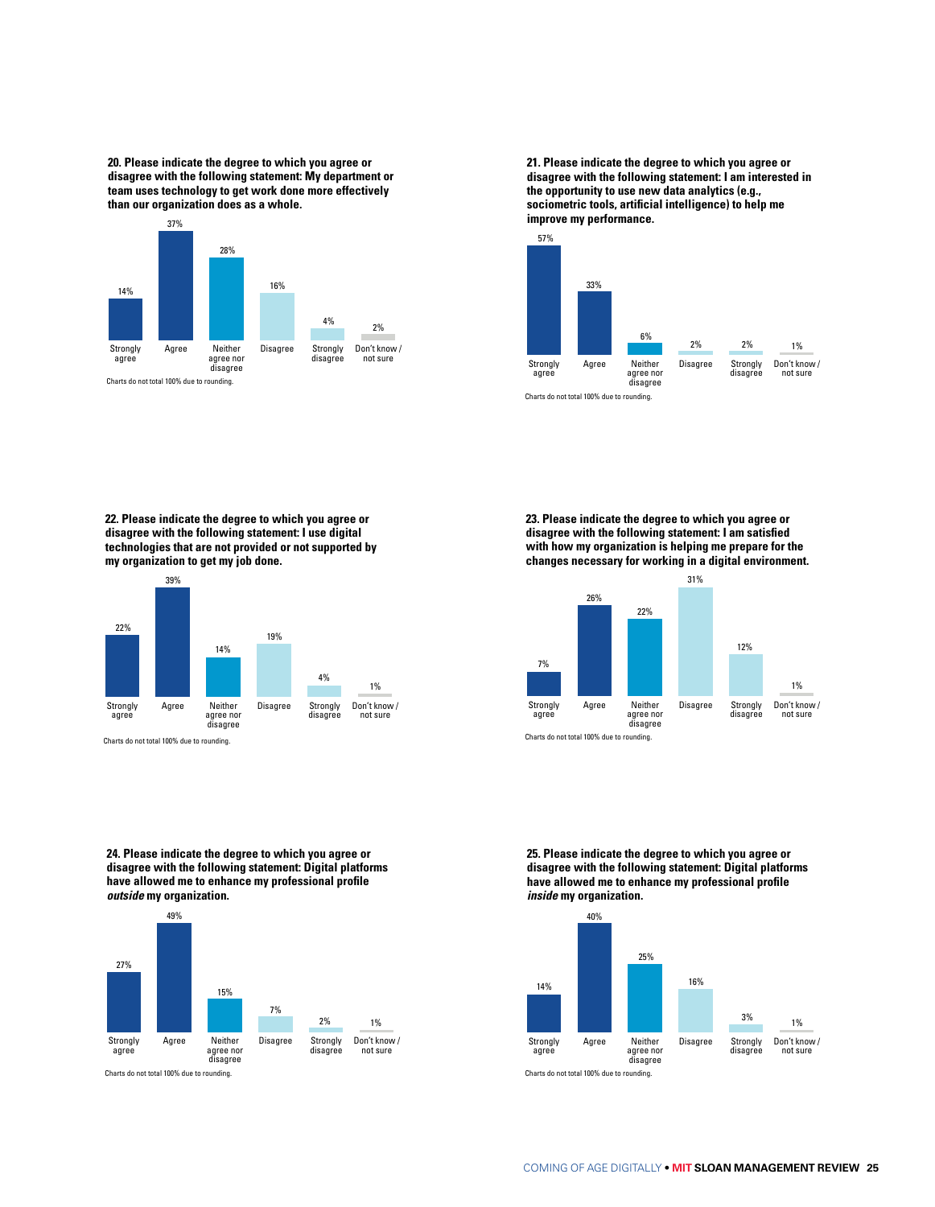**20. Please indicate the degree to which you agree or disagree with the following statement: My department or team uses technology to get work done more effectively than our organization does as a whole.**

| Strongly agree | Agree | Neither agree nor disagree | Disagree | Strongly disagree | Don't know / not sure |
|---|---|---|---|---|---|
| 14% | 37% | 28% | 16% | 4% | 2% |

Charts do not total 100% due to rounding.

**21. Please indicate the degree to which you agree or disagree with the following statement: I am interested in the opportunity to use new data analytics (e.g., sociometric tools, artificial intelligence) to help me improve my performance.**

| Strongly agree | Agree | Neither agree nor disagree | Disagree | Strongly disagree | Don't know / not sure |
|---|---|---|---|---|---|
| 57% | 33% | 6% | 2% | 2% | 1% |

Charts do not total 100% due to rounding.

**22. Please indicate the degree to which you agree or disagree with the following statement: I use digital technologies that are not provided or not supported by my organization to get my job done.**

| Strongly agree | Agree | Neither agree nor disagree | Disagree | Strongly disagree | Don't know / not sure |
|---|---|---|---|---|---|
| 22% | 39% | 14% | 19% | 4% | 1% |

Charts do not total 100% due to rounding.

**23. Please indicate the degree to which you agree or disagree with the following statement: I am satisfied with how my organization is helping me prepare for the changes necessary for working in a digital environment.**

| Strongly agree | Agree | Neither agree nor disagree | Disagree | Strongly disagree | Don't know / not sure |
|---|---|---|---|---|---|
| 7% | 26% | 22% | 31% | 12% | 1% |

Charts do not total 100% due to rounding.

**24. Please indicate the degree to which you agree or disagree with the following statement: Digital platforms have allowed me to enhance my professional profile *outside* my organization.**

| Strongly agree | Agree | Neither agree nor disagree | Disagree | Strongly disagree | Don't know / not sure |
|---|---|---|---|---|---|
| 27% | 49% | 15% | 7% | 2% | 1% |

Charts do not total 100% due to rounding.

**25. Please indicate the degree to which you agree or disagree with the following statement: Digital platforms have allowed me to enhance my professional profile *inside* my organization.**

| Strongly agree | Agree | Neither agree nor disagree | Disagree | Strongly disagree | Don't know / not sure |
|---|---|---|---|---|---|
| 14% | 40% | 25% | 16% | 3% | 1% |

Charts do not total 100% due to rounding.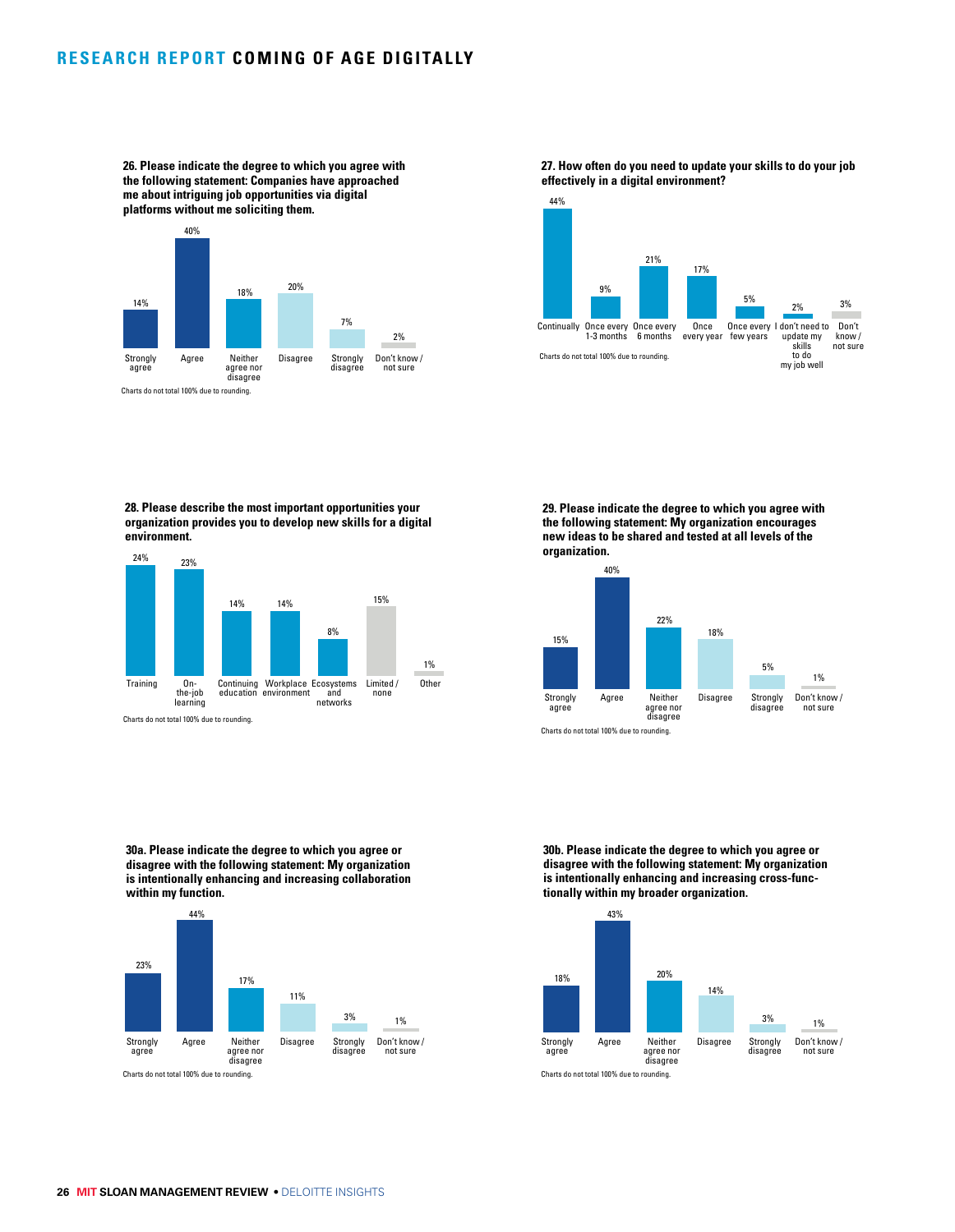**26. Please indicate the degree to which you agree with the following statement: Companies have approached me about intriguing job opportunities via digital platforms without me soliciting them.**

| Strongly agree | Agree | Neither agree nor disagree | Disagree | Strongly disagree | Don't know / not sure |
|---|---|---|---|---|---|
| 14% | 40% | 18% | 20% | 7% | 2% |

Charts do not total 100% due to rounding.

**27. How often do you need to update your skills to do your job effectively in a digital environment?**

| Continually | Once every 1-3 months | Once every 6 months | Once every year | Once every few years | I don't need to update my skills to do my job well | Don't know / not sure |
|---|---|---|---|---|---|---|
| 44% | 9% | 21% | 17% | 5% | 2% | 3% |

Charts do not total 100% due to rounding.

**28. Please describe the most important opportunities your organization provides you to develop new skills for a digital environment.**

| Training | On-the-job learning | Continuing education | Workplace environment | Ecosystems and networks | Limited / none | Other |
|---|---|---|---|---|---|---|
| 24% | 23% | 14% | 14% | 8% | 15% | 1% |

Charts do not total 100% due to rounding.

**29. Please indicate the degree to which you agree with the following statement: My organization encourages new ideas to be shared and tested at all levels of the organization.**

| Strongly agree | Agree | Neither agree nor disagree | Disagree | Strongly disagree | Don't know / not sure |
|---|---|---|---|---|---|
| 15% | 40% | 22% | 18% | 5% | 1% |

Charts do not total 100% due to rounding.

**30a. Please indicate the degree to which you agree or disagree with the following statement: My organization is intentionally enhancing and increasing collaboration within my function.**

| Strongly agree | Agree | Neither agree nor disagree | Disagree | Strongly disagree | Don't know / not sure |
|---|---|---|---|---|---|
| 23% | 44% | 17% | 11% | 3% | 1% |

Charts do not total 100% due to rounding.

**30b. Please indicate the degree to which you agree or disagree with the following statement: My organization is intentionally enhancing and increasing cross-functionally within my broader organization.**

| Strongly agree | Agree | Neither agree nor disagree | Disagree | Strongly disagree | Don't know / not sure |
|---|---|---|---|---|---|
| 18% | 43% | 20% | 14% | 3% | 1% |

Charts do not total 100% due to rounding.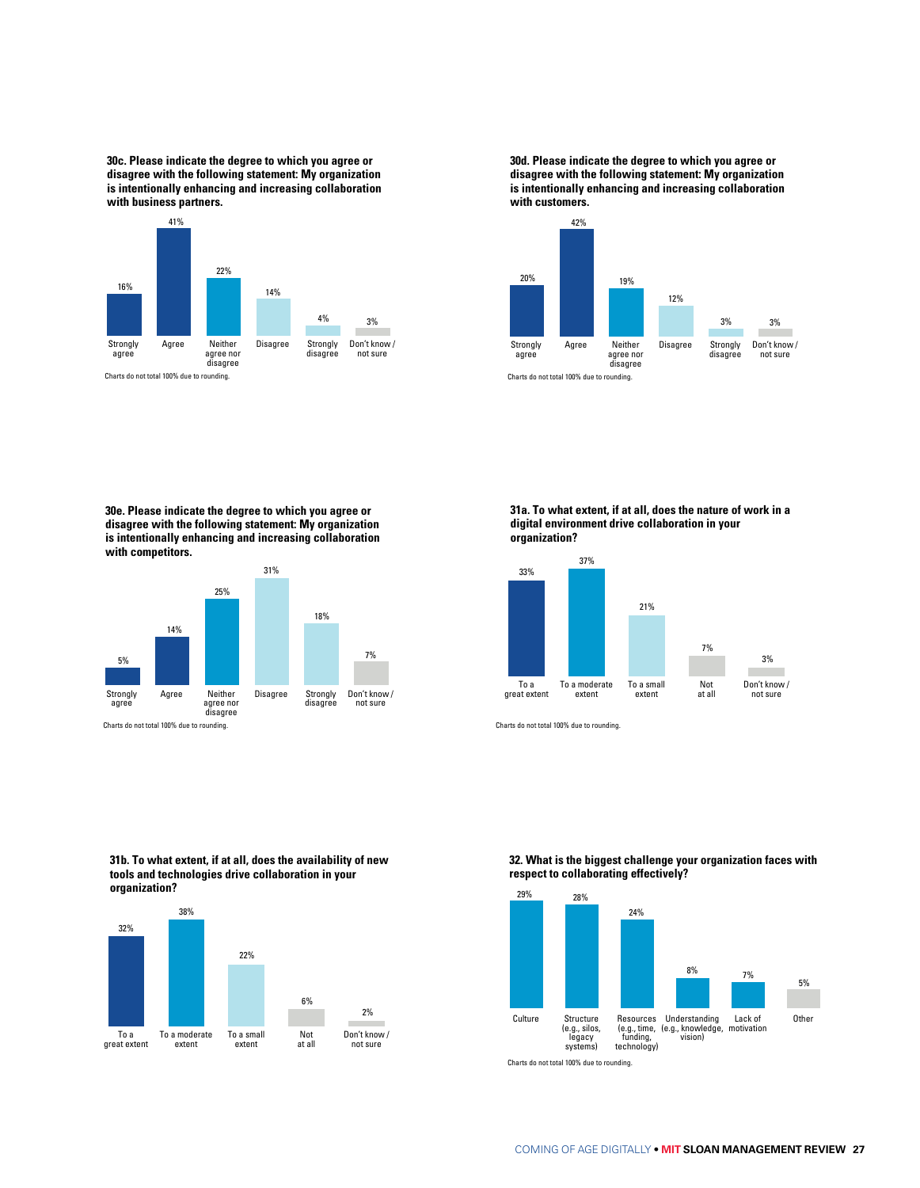**30c. Please indicate the degree to which you agree or disagree with the following statement: My organization is intentionally enhancing and increasing collaboration with business partners.**

| Strongly agree | Agree | Neither agree nor disagree | Disagree | Strongly disagree | Don't know / not sure |
|---|---|---|---|---|---|
| 16% | 41% | 22% | 14% | 4% | 3% |

Charts do not total 100% due to rounding.

**30d. Please indicate the degree to which you agree or disagree with the following statement: My organization is intentionally enhancing and increasing collaboration with customers.**

| Strongly agree | Agree | Neither agree nor disagree | Disagree | Strongly disagree | Don't know / not sure |
|---|---|---|---|---|---|
| 20% | 42% | 19% | 12% | 3% | 3% |

Charts do not total 100% due to rounding.

**30e. Please indicate the degree to which you agree or disagree with the following statement: My organization is intentionally enhancing and increasing collaboration with competitors.**

| Strongly agree | Agree | Neither agree nor disagree | Disagree | Strongly disagree | Don't know / not sure |
|---|---|---|---|---|---|
| 5% | 14% | 25% | 31% | 18% | 7% |

Charts do not total 100% due to rounding.

**31a. To what extent, if at all, does the nature of work in a digital environment drive collaboration in your organization?**

| To a great extent | To a moderate extent | To a small extent | Not at all | Don't know / not sure |
|---|---|---|---|---|
| 33% | 37% | 21% | 7% | 3% |

Charts do not total 100% due to rounding.

**31b. To what extent, if at all, does the availability of new tools and technologies drive collaboration in your organization?**

| To a great extent | To a moderate extent | To a small extent | Not at all | Don't know / not sure |
|---|---|---|---|---|
| 32% | 38% | 22% | 6% | 2% |

**32. What is the biggest challenge your organization faces with respect to collaborating effectively?**

| Culture | Structure (e.g., silos, legacy systems) | Resources (e.g., time, funding, technology) | Understanding (e.g., knowledge, vision) | Lack of motivation | Other |
|---|---|---|---|---|---|
| 29% | 28% | 24% | 8% | 7% | 5% |

Charts do not total 100% due to rounding.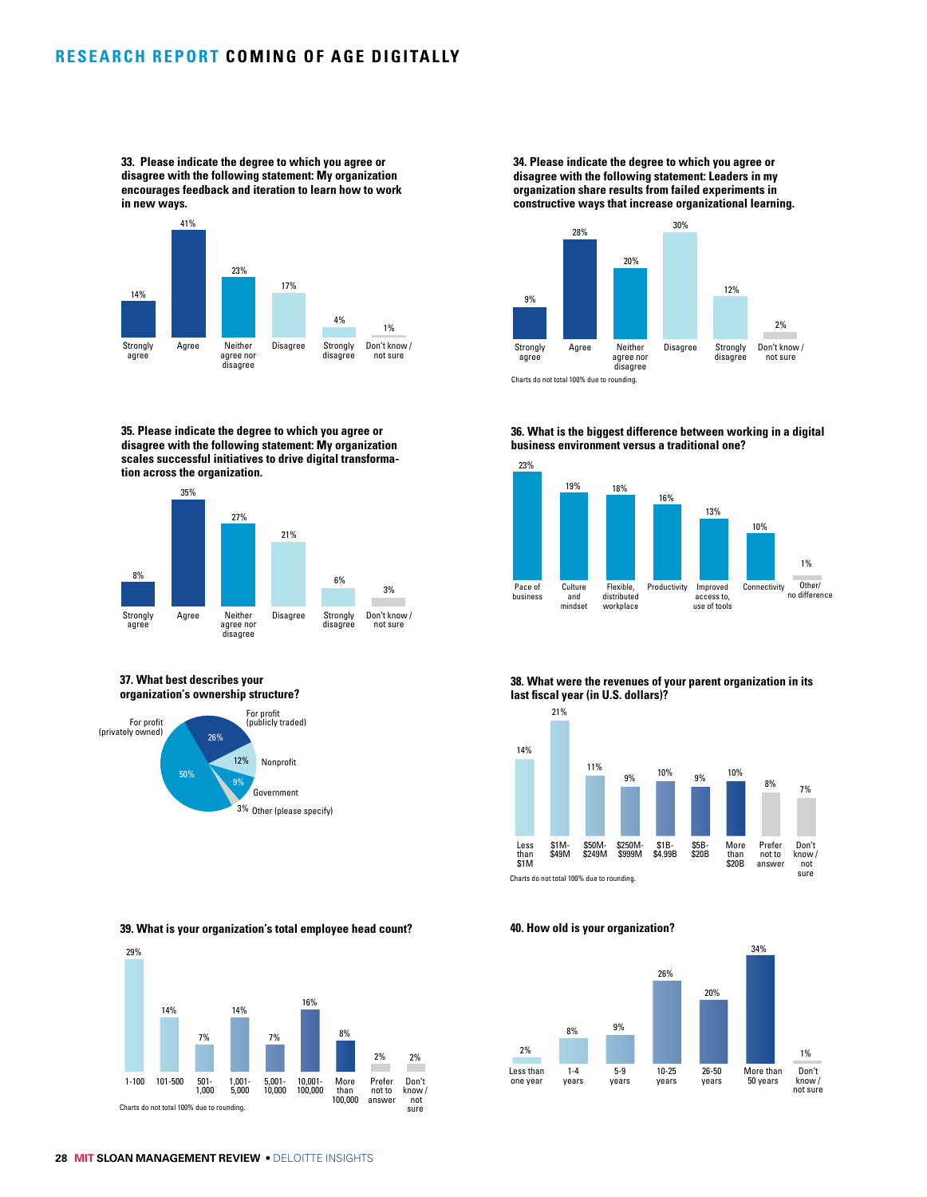**33. Please indicate the degree to which you agree or disagree with the following statement: My organization encourages feedback and iteration to learn how to work in new ways.**

| Strongly agree | Agree | Neither agree nor disagree | Disagree | Strongly disagree | Don't know / not sure |
|---|---|---|---|---|---|
| 14% | 41% | 23% | 17% | 4% | 1% |

**34. Please indicate the degree to which you agree or disagree with the following statement: Leaders in my organization share results from failed experiments in constructive ways that increase organizational learning.**

| Strongly agree | Agree | Neither agree nor disagree | Disagree | Strongly disagree | Don't know / not sure |
|---|---|---|---|---|---|
| 9% | 28% | 20% | 30% | 12% | 2% |

Charts do not total 100% due to rounding.

**35. Please indicate the degree to which you agree or disagree with the following statement: My organization scales successful initiatives to drive digital transformation across the organization.**

| Strongly agree | Agree | Neither agree nor disagree | Disagree | Strongly disagree | Don't know / not sure |
|---|---|---|---|---|---|
| 8% | 35% | 27% | 21% | 6% | 3% |

**36. What is the biggest difference between working in a digital business environment versus a traditional one?**

| Pace of business | Culture and mindset | Flexible, distributed workplace | Productivity | Improved access to, use of tools | Connectivity | Other/ no difference |
|---|---|---|---|---|---|---|
| 23% | 19% | 18% | 16% | 13% | 10% | 1% |

**37. What best describes your organization's ownership structure?**

| Ownership structure | Percentage |
|---|---|
| For profit (privately owned) | 50% |
| For profit (publicly traded) | 26% |
| Nonprofit | 12% |
| Government | 9% |
| Other (please specify) | 3% |

**38. What were the revenues of your parent organization in its last fiscal year (in U.S. dollars)?**

| Less than $1M | $1M-$49M | $50M-$249M | $250M-$999M | $1B-$4.99B | $5B-$20B | More than $20B | Prefer not to answer | Don't know / not sure |
|---|---|---|---|---|---|---|---|---|
| 14% | 21% | 11% | 9% | 10% | 9% | 10% | 8% | 7% |

Charts do not total 100% due to rounding.

**39. What is your organization's total employee head count?**

| 1-100 | 101-500 | 501-1,000 | 1,001-5,000 | 5,001-10,000 | 10,001-100,000 | More than 100,000 | Prefer not to answer | Don't know / not sure |
|---|---|---|---|---|---|---|---|---|
| 29% | 14% | 7% | 14% | 7% | 16% | 8% | 2% | 2% |

Charts do not total 100% due to rounding.

**40. How old is your organization?**

| Less than one year | 1-4 years | 5-9 years | 10-25 years | 26-50 years | More than 50 years | Don't know / not sure |
|---|---|---|---|---|---|---|
| 2% | 8% | 9% | 26% | 20% | 34% | 1% |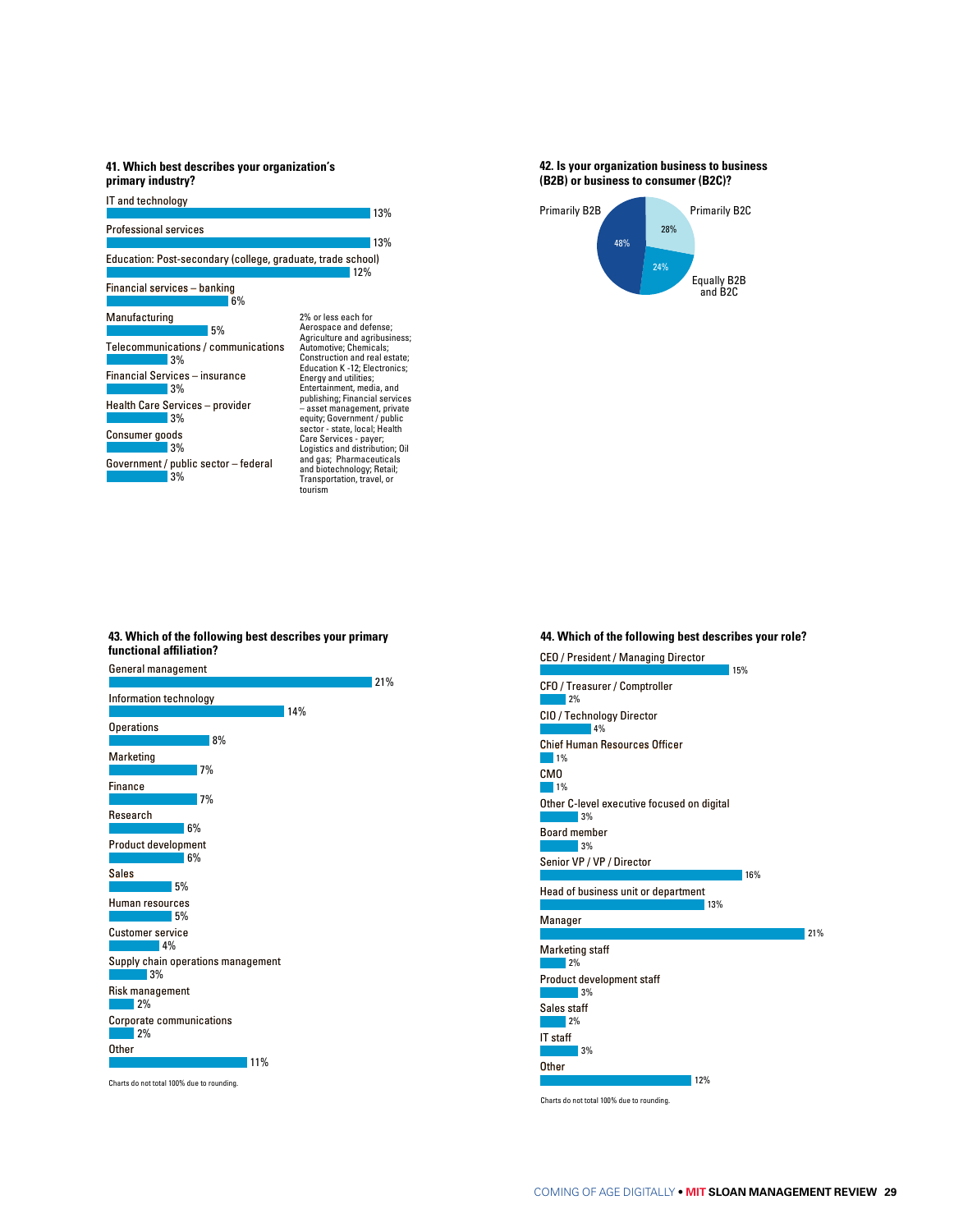### 41. Which best describes your organization's primary industry?

| Industry | Percent |
|---|---|
| IT and technology | 13% |
| Professional services | 13% |
| Education: Post-secondary (college, graduate, trade school) | 12% |
| Financial services – banking | 6% |
| Manufacturing | 5% |
| Telecommunications / communications | 3% |
| Financial Services – insurance | 3% |
| Health Care Services – provider | 3% |
| Consumer goods | 3% |
| Government / public sector – federal | 3% |

2% or less each for Aerospace and defense; Agriculture and agribusiness; Automotive; Chemicals; Construction and real estate; Education K -12; Electronics; Energy and utilities; Entertainment, media, and publishing; Financial services – asset management, private equity; Government / public sector - state, local; Health Care Services - payer; Logistics and distribution; Oil and gas; Pharmaceuticals and biotechnology; Retail; Transportation, travel, or tourism

### 42. Is your organization business to business (B2B) or business to consumer (B2C)?

| Response | Percent |
|---|---|
| Primarily B2B | 48% |
| Primarily B2C | 28% |
| Equally B2B and B2C | 24% |

### 43. Which of the following best describes your primary functional affiliation?

| Function | Percent |
|---|---|
| General management | 21% |
| Information technology | 14% |
| Operations | 8% |
| Marketing | 7% |
| Finance | 7% |
| Research | 6% |
| Product development | 6% |
| Sales | 5% |
| Human resources | 5% |
| Customer service | 4% |
| Supply chain operations management | 3% |
| Risk management | 2% |
| Corporate communications | 2% |
| Other | 11% |

Charts do not total 100% due to rounding.

### 44. Which of the following best describes your role?

| Role | Percent |
|---|---|
| CEO / President / Managing Director | 15% |
| CFO / Treasurer / Comptroller | 2% |
| CIO / Technology Director | 4% |
| Chief Human Resources Officer | 1% |
| CMO | 1% |
| Other C-level executive focused on digital | 3% |
| Board member | 3% |
| Senior VP / VP / Director | 16% |
| Head of business unit or department | 13% |
| Manager | 21% |
| Marketing staff | 2% |
| Product development staff | 3% |
| Sales staff | 2% |
| IT staff | 3% |
| Other | 12% |

Charts do not total 100% due to rounding.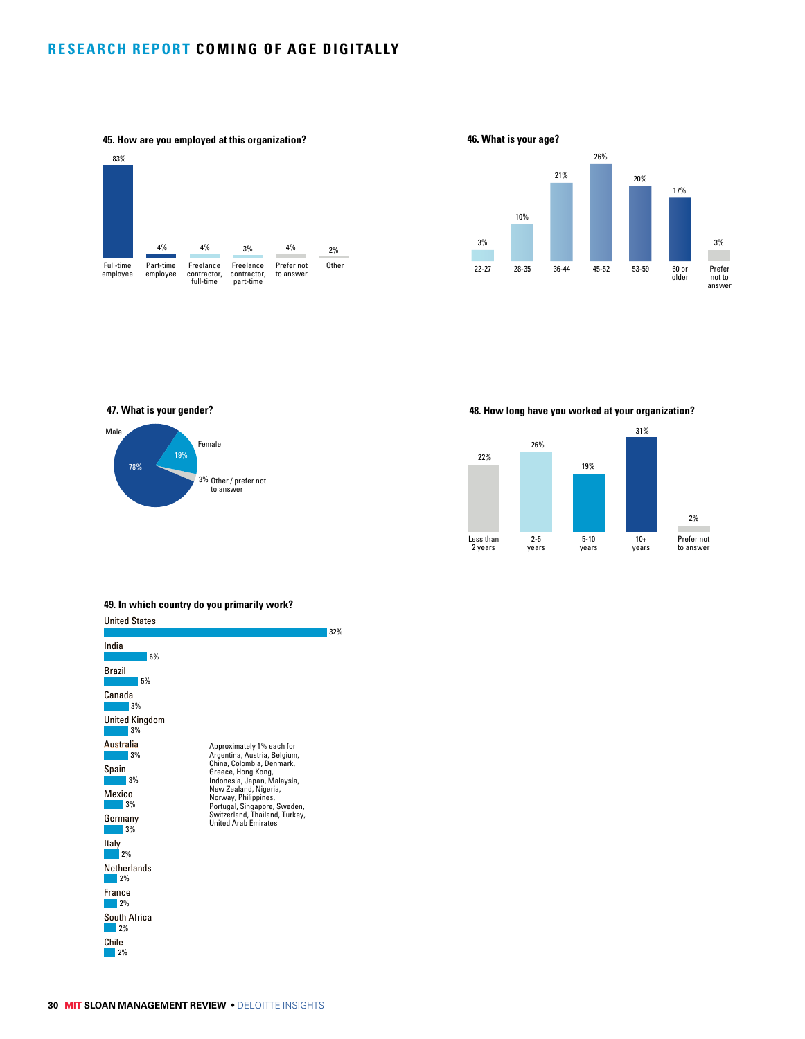### 45. How are you employed at this organization?

| Response | Percentage |
| --- | --- |
| Full-time employee | 83% |
| Part-time employee | 4% |
| Freelance contractor, full-time | 4% |
| Freelance contractor, part-time | 3% |
| Prefer not to answer | 4% |
| Other | 2% |

### 46. What is your age?

| Response | Percentage |
| --- | --- |
| 22-27 | 3% |
| 28-35 | 10% |
| 36-44 | 21% |
| 45-52 | 26% |
| 53-59 | 20% |
| 60 or older | 17% |
| Prefer not to answer | 3% |

### 47. What is your gender?

| Response | Percentage |
| --- | --- |
| Male | 78% |
| Female | 19% |
| Other / prefer not to answer | 3% |

### 48. How long have you worked at your organization?

| Response | Percentage |
| --- | --- |
| Less than 2 years | 22% |
| 2-5 years | 26% |
| 5-10 years | 19% |
| 10+ years | 31% |
| Prefer not to answer | 2% |

### 49. In which country do you primarily work?

| Country | Percentage |
| --- | --- |
| United States | 32% |
| India | 6% |
| Brazil | 5% |
| Canada | 3% |
| United Kingdom | 3% |
| Australia | 3% |
| Spain | 3% |
| Mexico | 3% |
| Germany | 3% |
| Italy | 2% |
| Netherlands | 2% |
| France | 2% |
| South Africa | 2% |
| Chile | 2% |

Approximately 1% each for Argentina, Austria, Belgium, China, Colombia, Denmark, Greece, Hong Kong, Indonesia, Japan, Malaysia, New Zealand, Nigeria, Norway, Philippines, Portugal, Singapore, Sweden, Switzerland, Thailand, Turkey, United Arab Emirates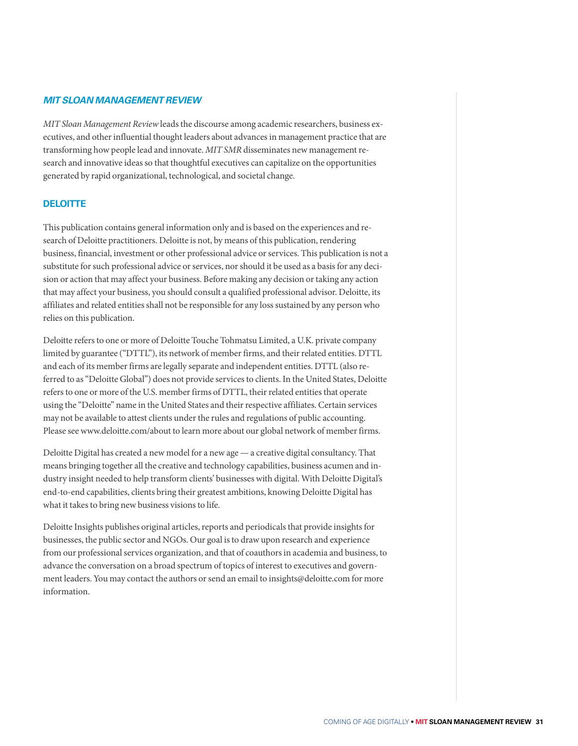## *MIT SLOAN MANAGEMENT REVIEW*

*MIT Sloan Management Review* leads the discourse among academic researchers, business executives, and other influential thought leaders about advances in management practice that are transforming how people lead and innovate. *MIT SMR* disseminates new management research and innovative ideas so that thoughtful executives can capitalize on the opportunities generated by rapid organizational, technological, and societal change.

## DELOITTE

This publication contains general information only and is based on the experiences and research of Deloitte practitioners. Deloitte is not, by means of this publication, rendering business, financial, investment or other professional advice or services. This publication is not a substitute for such professional advice or services, nor should it be used as a basis for any decision or action that may affect your business. Before making any decision or taking any action that may affect your business, you should consult a qualified professional advisor. Deloitte, its affiliates and related entities shall not be responsible for any loss sustained by any person who relies on this publication.

Deloitte refers to one or more of Deloitte Touche Tohmatsu Limited, a U.K. private company limited by guarantee ("DTTL"), its network of member firms, and their related entities. DTTL and each of its member firms are legally separate and independent entities. DTTL (also referred to as "Deloitte Global") does not provide services to clients. In the United States, Deloitte refers to one or more of the U.S. member firms of DTTL, their related entities that operate using the "Deloitte" name in the United States and their respective affiliates. Certain services may not be available to attest clients under the rules and regulations of public accounting. Please see www.deloitte.com/about to learn more about our global network of member firms.

Deloitte Digital has created a new model for a new age — a creative digital consultancy. That means bringing together all the creative and technology capabilities, business acumen and industry insight needed to help transform clients' businesses with digital. With Deloitte Digital's end-to-end capabilities, clients bring their greatest ambitions, knowing Deloitte Digital has what it takes to bring new business visions to life.

Deloitte Insights publishes original articles, reports and periodicals that provide insights for businesses, the public sector and NGOs. Our goal is to draw upon research and experience from our professional services organization, and that of coauthors in academia and business, to advance the conversation on a broad spectrum of topics of interest to executives and government leaders. You may contact the authors or send an email to insights@deloitte.com for more information.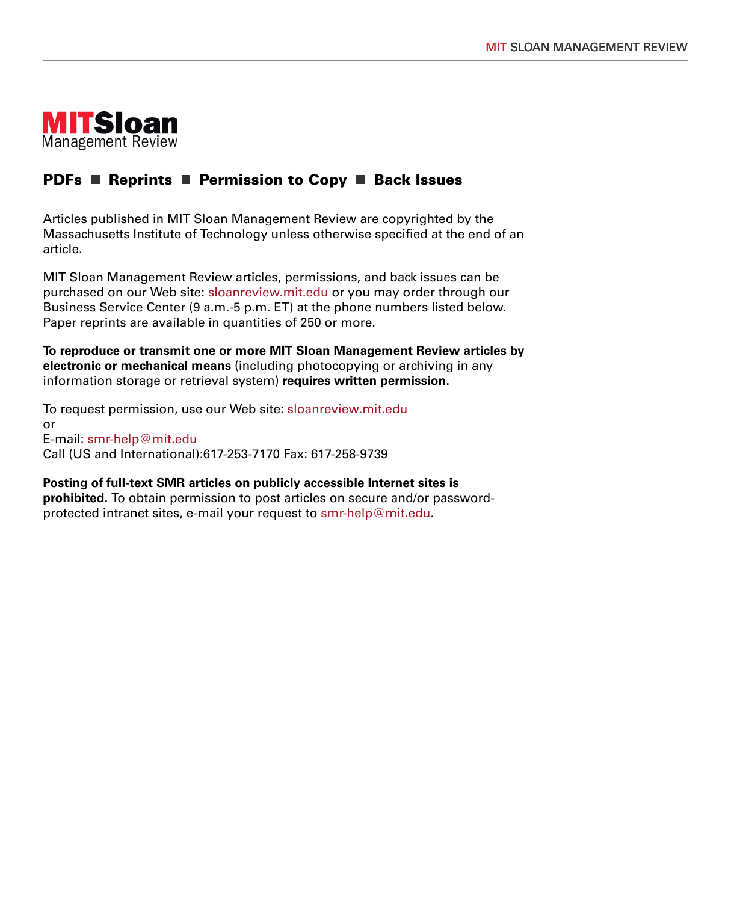# MITSloan Management Review

**PDFs ■ Reprints ■ Permission to Copy ■ Back Issues**

Articles published in MIT Sloan Management Review are copyrighted by the Massachusetts Institute of Technology unless otherwise specified at the end of an article.

MIT Sloan Management Review articles, permissions, and back issues can be purchased on our Web site: sloanreview.mit.edu or you may order through our Business Service Center (9 a.m.-5 p.m. ET) at the phone numbers listed below. Paper reprints are available in quantities of 250 or more.

**To reproduce or transmit one or more MIT Sloan Management Review articles by electronic or mechanical means** (including photocopying or archiving in any information storage or retrieval system) **requires written permission.**

To request permission, use our Web site: sloanreview.mit.edu
or
E-mail: smr-help@mit.edu
Call (US and International):617-253-7170 Fax: 617-258-9739

**Posting of full-text SMR articles on publicly accessible Internet sites is prohibited.** To obtain permission to post articles on secure and/or password-protected intranet sites, e-mail your request to smr-help@mit.edu.